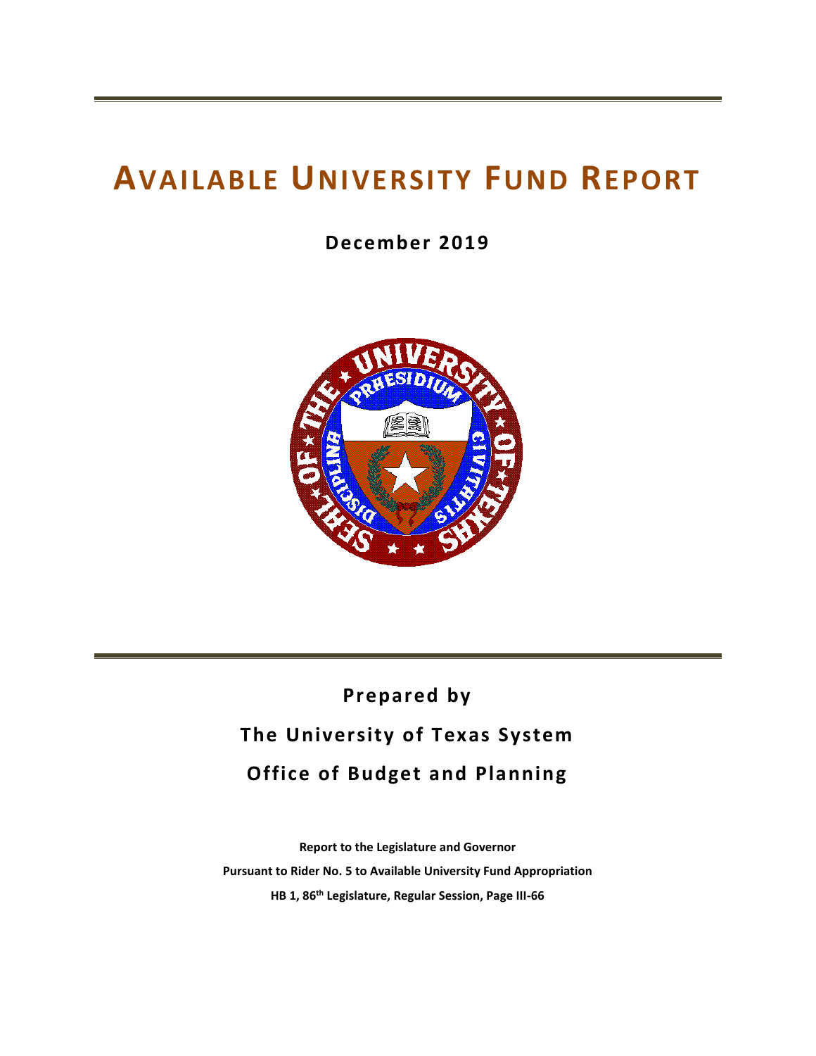# AVAILABLE UNIVERSITY FUND REPORT

**December 2019**

**Prepared by**

**The University of Texas System**

**Office of Budget and Planning**

**Report to the Legislature and Governor**

**Pursuant to Rider No. 5 to Available University Fund Appropriation**

**HB 1, 86th Legislature, Regular Session, Page III-66**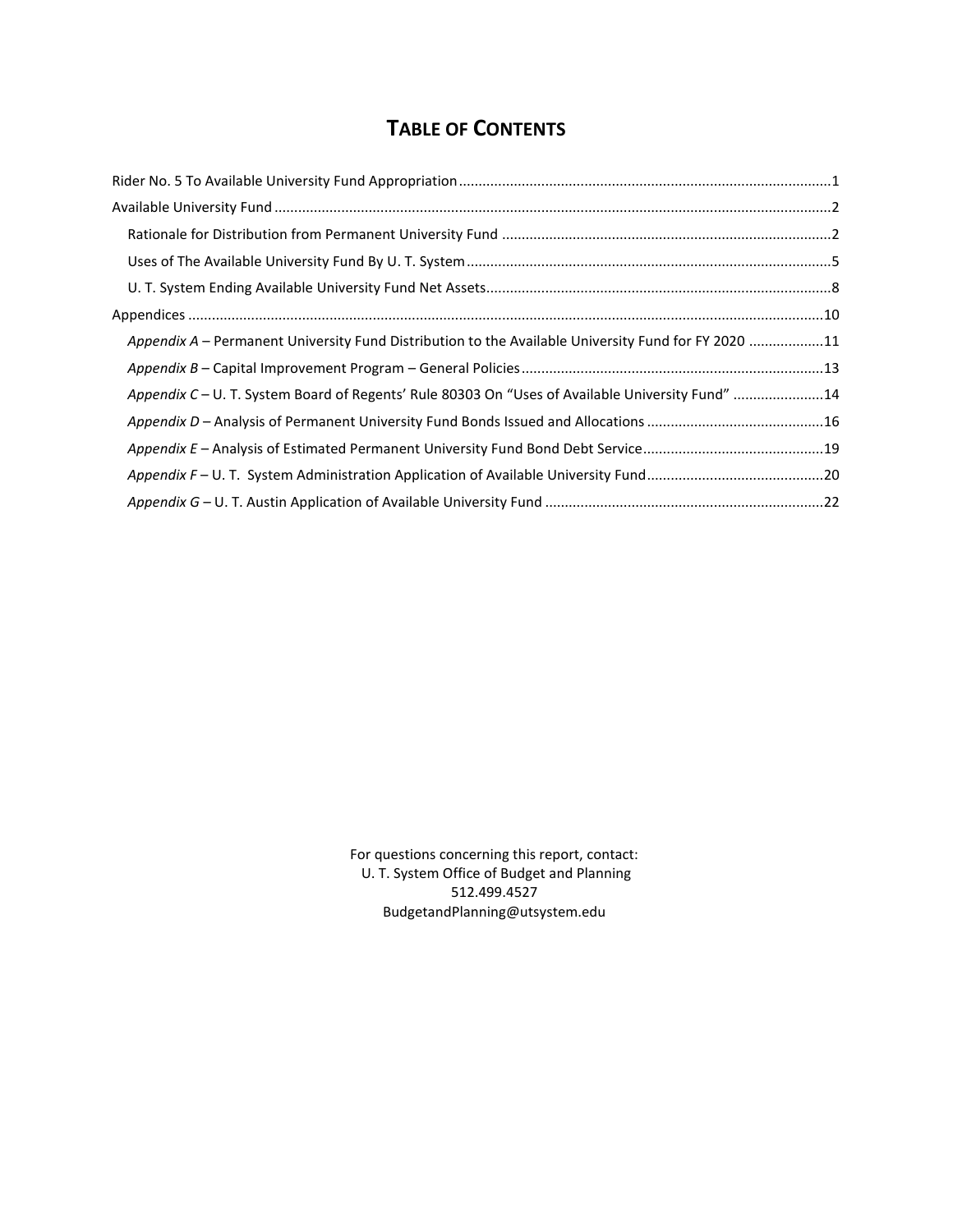# TABLE OF CONTENTS

Rider No. 5 To Available University Fund Appropriation .......... 1

Available University Fund .......... 2

- Rationale for Distribution from Permanent University Fund .......... 2
- Uses of The Available University Fund By U. T. System .......... 5
- U. T. System Ending Available University Fund Net Assets .......... 8

Appendices .......... 10

- *Appendix A* – Permanent University Fund Distribution to the Available University Fund for FY 2020 .......... 11
- *Appendix B* – Capital Improvement Program – General Policies .......... 13
- *Appendix C* – U. T. System Board of Regents' Rule 80303 On "Uses of Available University Fund" .......... 14
- *Appendix D* – Analysis of Permanent University Fund Bonds Issued and Allocations .......... 16
- *Appendix E* – Analysis of Estimated Permanent University Fund Bond Debt Service .......... 19
- *Appendix F* – U. T. System Administration Application of Available University Fund .......... 20
- *Appendix G* – U. T. Austin Application of Available University Fund .......... 22

For questions concerning this report, contact:
U. T. System Office of Budget and Planning
512.499.4527
BudgetandPlanning@utsystem.edu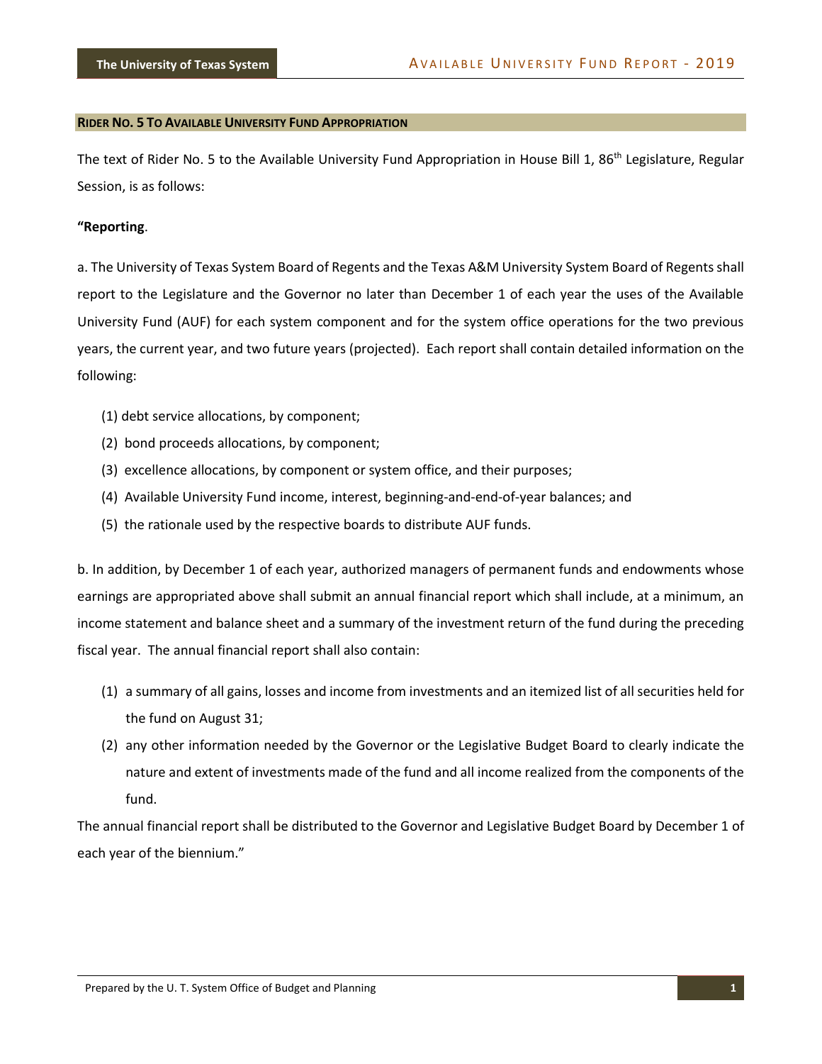## RIDER NO. 5 TO AVAILABLE UNIVERSITY FUND APPROPRIATION

The text of Rider No. 5 to the Available University Fund Appropriation in House Bill 1, 86th Legislature, Regular Session, is as follows:

**"Reporting**.

a. The University of Texas System Board of Regents and the Texas A&M University System Board of Regents shall report to the Legislature and the Governor no later than December 1 of each year the uses of the Available University Fund (AUF) for each system component and for the system office operations for the two previous years, the current year, and two future years (projected). Each report shall contain detailed information on the following:

(1) debt service allocations, by component;

(2) bond proceeds allocations, by component;

(3) excellence allocations, by component or system office, and their purposes;

(4) Available University Fund income, interest, beginning-and-end-of-year balances; and

(5) the rationale used by the respective boards to distribute AUF funds.

b. In addition, by December 1 of each year, authorized managers of permanent funds and endowments whose earnings are appropriated above shall submit an annual financial report which shall include, at a minimum, an income statement and balance sheet and a summary of the investment return of the fund during the preceding fiscal year. The annual financial report shall also contain:

(1) a summary of all gains, losses and income from investments and an itemized list of all securities held for the fund on August 31;

(2) any other information needed by the Governor or the Legislative Budget Board to clearly indicate the nature and extent of investments made of the fund and all income realized from the components of the fund.

The annual financial report shall be distributed to the Governor and Legislative Budget Board by December 1 of each year of the biennium."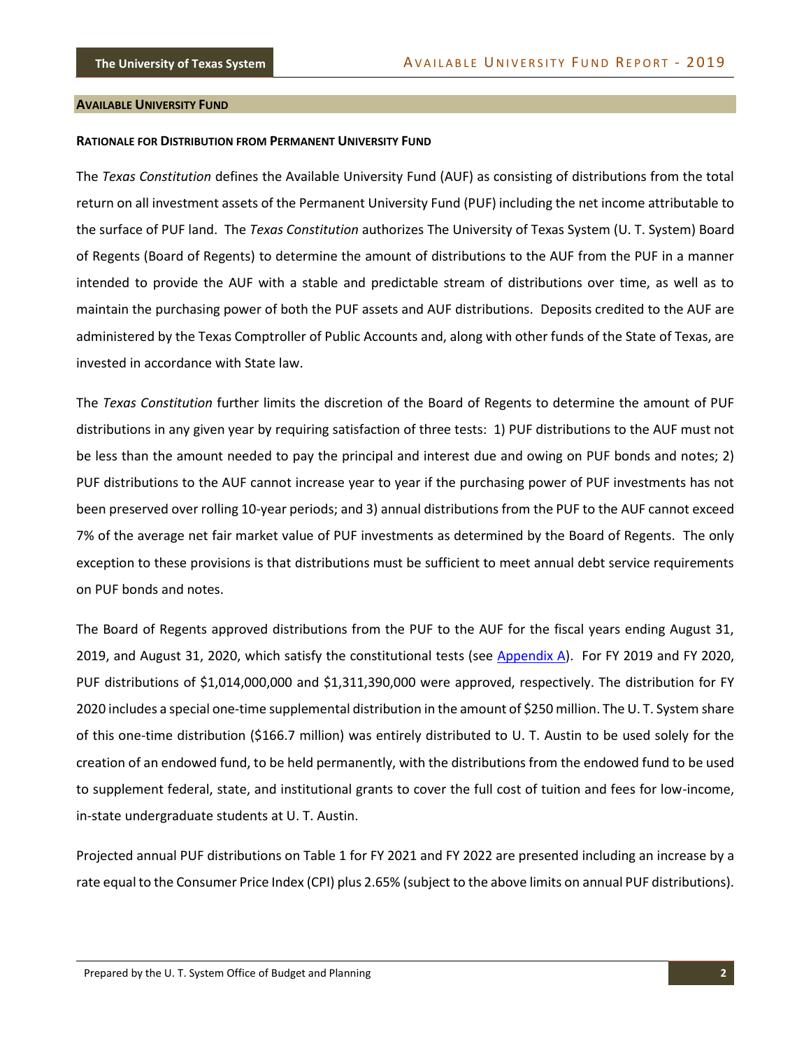## AVAILABLE UNIVERSITY FUND

### RATIONALE FOR DISTRIBUTION FROM PERMANENT UNIVERSITY FUND

The *Texas Constitution* defines the Available University Fund (AUF) as consisting of distributions from the total return on all investment assets of the Permanent University Fund (PUF) including the net income attributable to the surface of PUF land. The *Texas Constitution* authorizes The University of Texas System (U. T. System) Board of Regents (Board of Regents) to determine the amount of distributions to the AUF from the PUF in a manner intended to provide the AUF with a stable and predictable stream of distributions over time, as well as to maintain the purchasing power of both the PUF assets and AUF distributions. Deposits credited to the AUF are administered by the Texas Comptroller of Public Accounts and, along with other funds of the State of Texas, are invested in accordance with State law.

The *Texas Constitution* further limits the discretion of the Board of Regents to determine the amount of PUF distributions in any given year by requiring satisfaction of three tests: 1) PUF distributions to the AUF must not be less than the amount needed to pay the principal and interest due and owing on PUF bonds and notes; 2) PUF distributions to the AUF cannot increase year to year if the purchasing power of PUF investments has not been preserved over rolling 10-year periods; and 3) annual distributions from the PUF to the AUF cannot exceed 7% of the average net fair market value of PUF investments as determined by the Board of Regents. The only exception to these provisions is that distributions must be sufficient to meet annual debt service requirements on PUF bonds and notes.

The Board of Regents approved distributions from the PUF to the AUF for the fiscal years ending August 31, 2019, and August 31, 2020, which satisfy the constitutional tests (see Appendix A). For FY 2019 and FY 2020, PUF distributions of $1,014,000,000 and $1,311,390,000 were approved, respectively. The distribution for FY 2020 includes a special one-time supplemental distribution in the amount of $250 million. The U. T. System share of this one-time distribution ($166.7 million) was entirely distributed to U. T. Austin to be used solely for the creation of an endowed fund, to be held permanently, with the distributions from the endowed fund to be used to supplement federal, state, and institutional grants to cover the full cost of tuition and fees for low-income, in-state undergraduate students at U. T. Austin.

Projected annual PUF distributions on Table 1 for FY 2021 and FY 2022 are presented including an increase by a rate equal to the Consumer Price Index (CPI) plus 2.65% (subject to the above limits on annual PUF distributions).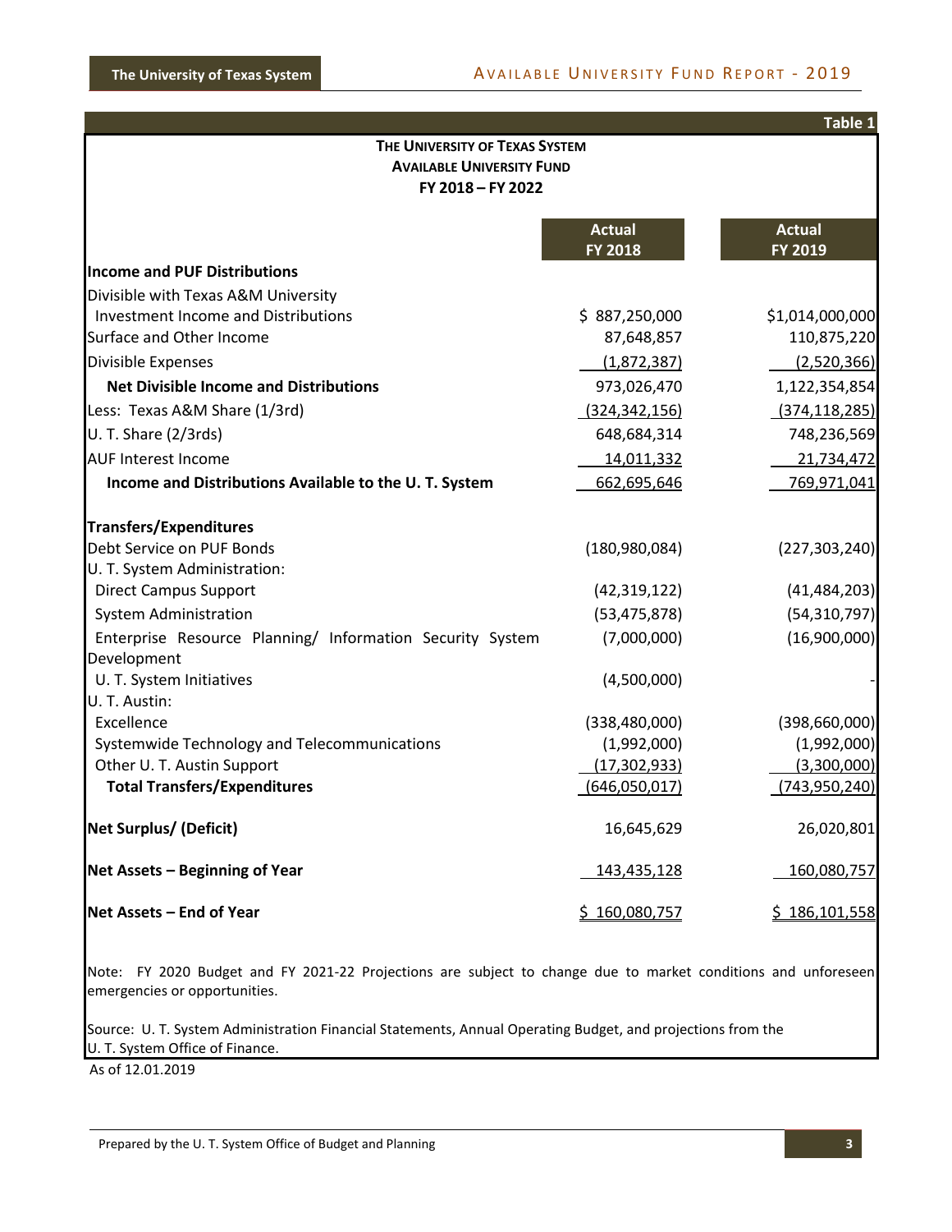Table 1

**THE UNIVERSITY OF TEXAS SYSTEM**
**AVAILABLE UNIVERSITY FUND**
**FY 2018 – FY 2022**

| | Actual FY 2018 | Actual FY 2019 |
|---|---|---|
| **Income and PUF Distributions** | | |
| Divisible with Texas A&M University | | |
| Investment Income and Distributions | $ 887,250,000 | $1,014,000,000 |
| Surface and Other Income | 87,648,857 | 110,875,220 |
| Divisible Expenses | (1,872,387) | (2,520,366) |
| **Net Divisible Income and Distributions** | 973,026,470 | 1,122,354,854 |
| Less: Texas A&M Share (1/3rd) | (324,342,156) | (374,118,285) |
| U. T. Share (2/3rds) | 648,684,314 | 748,236,569 |
| AUF Interest Income | 14,011,332 | 21,734,472 |
| **Income and Distributions Available to the U. T. System** | 662,695,646 | 769,971,041 |
| **Transfers/Expenditures** | | |
| Debt Service on PUF Bonds | (180,980,084) | (227,303,240) |
| U. T. System Administration: | | |
| Direct Campus Support | (42,319,122) | (41,484,203) |
| System Administration | (53,475,878) | (54,310,797) |
| Enterprise Resource Planning/ Information Security System Development | (7,000,000) | (16,900,000) |
| U. T. System Initiatives | (4,500,000) | - |
| U. T. Austin: | | |
| Excellence | (338,480,000) | (398,660,000) |
| Systemwide Technology and Telecommunications | (1,992,000) | (1,992,000) |
| Other U. T. Austin Support | (17,302,933) | (3,300,000) |
| **Total Transfers/Expenditures** | (646,050,017) | (743,950,240) |
| **Net Surplus/ (Deficit)** | 16,645,629 | 26,020,801 |
| **Net Assets – Beginning of Year** | 143,435,128 | 160,080,757 |
| **Net Assets – End of Year** | $ 160,080,757 | $ 186,101,558 |

Note: FY 2020 Budget and FY 2021-22 Projections are subject to change due to market conditions and unforeseen emergencies or opportunities.

Source: U. T. System Administration Financial Statements, Annual Operating Budget, and projections from the U. T. System Office of Finance.

As of 12.01.2019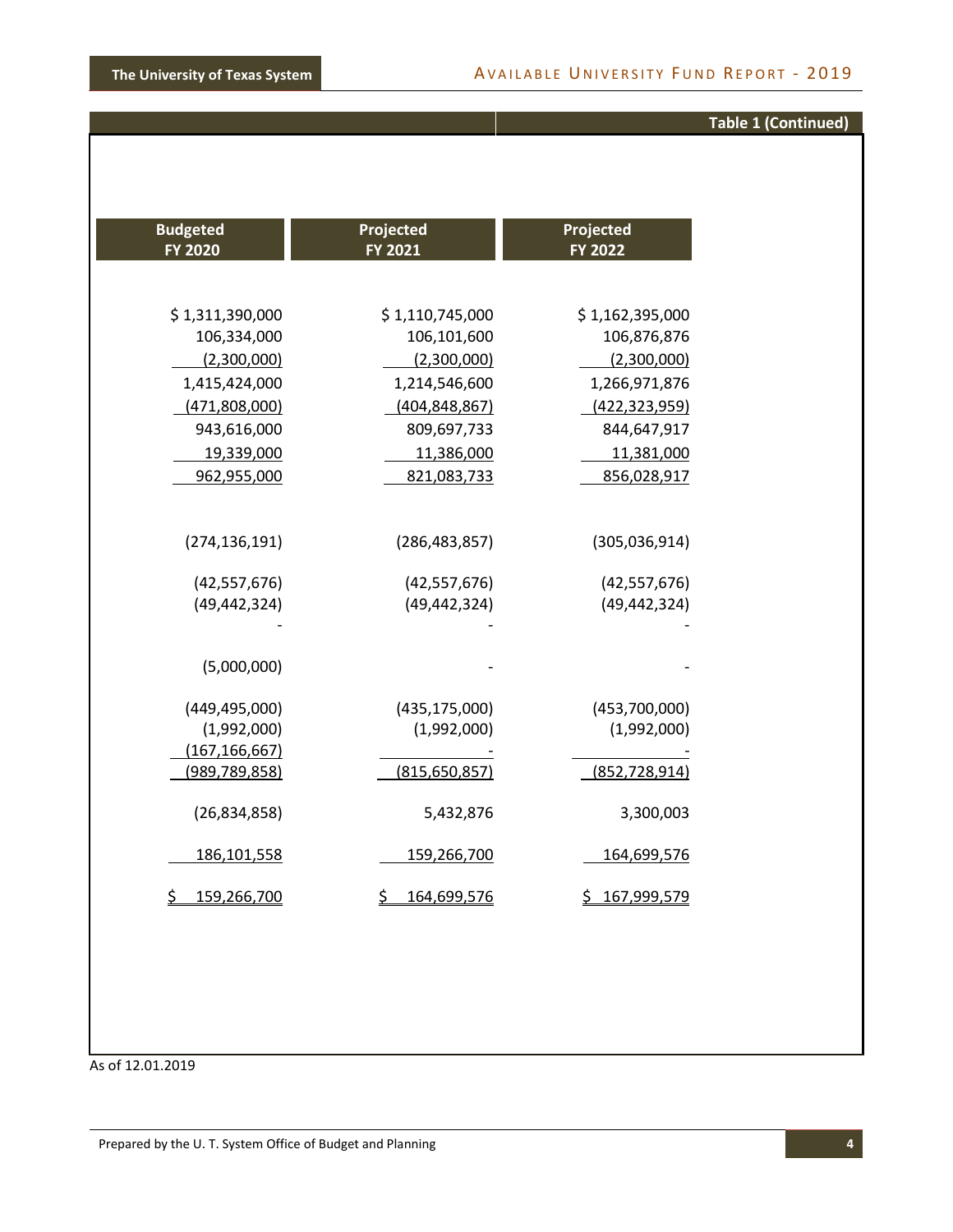## Table 1 (Continued)

| Budgeted FY 2020 | Projected FY 2021 | Projected FY 2022 |
|---|---|---|
| $ 1,311,390,000 | $ 1,110,745,000 | $ 1,162,395,000 |
| 106,334,000 | 106,101,600 | 106,876,876 |
| (2,300,000) | (2,300,000) | (2,300,000) |
| 1,415,424,000 | 1,214,546,600 | 1,266,971,876 |
| (471,808,000) | (404,848,867) | (422,323,959) |
| 943,616,000 | 809,697,733 | 844,647,917 |
| 19,339,000 | 11,386,000 | 11,381,000 |
| 962,955,000 | 821,083,733 | 856,028,917 |
| | | |
| (274,136,191) | (286,483,857) | (305,036,914) |
| (42,557,676) | (42,557,676) | (42,557,676) |
| (49,442,324) | (49,442,324) | (49,442,324) |
| - | - | - |
| (5,000,000) | - | - |
| (449,495,000) | (435,175,000) | (453,700,000) |
| (1,992,000) | (1,992,000) | (1,992,000) |
| (167,166,667) | - | - |
| (989,789,858) | (815,650,857) | (852,728,914) |
| (26,834,858) | 5,432,876 | 3,300,003 |
| 186,101,558 | 159,266,700 | 164,699,576 |
| $ 159,266,700 | $ 164,699,576 | $ 167,999,579 |

As of 12.01.2019

Prepared by the U. T. System Office of Budget and Planning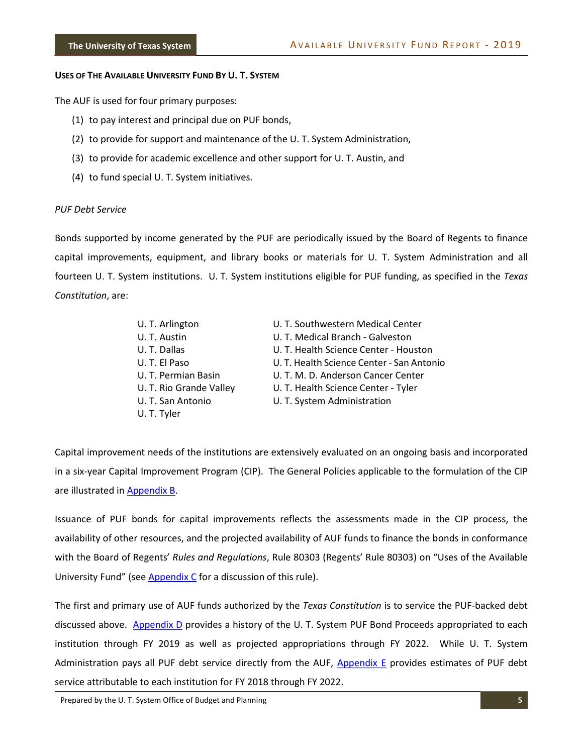**USES OF THE AVAILABLE UNIVERSITY FUND BY U. T. SYSTEM**

The AUF is used for four primary purposes:

(1) to pay interest and principal due on PUF bonds,

(2) to provide for support and maintenance of the U. T. System Administration,

(3) to provide for academic excellence and other support for U. T. Austin, and

(4) to fund special U. T. System initiatives.

*PUF Debt Service*

Bonds supported by income generated by the PUF are periodically issued by the Board of Regents to finance capital improvements, equipment, and library books or materials for U. T. System Administration and all fourteen U. T. System institutions. U. T. System institutions eligible for PUF funding, as specified in the *Texas Constitution*, are:

- U. T. Arlington
- U. T. Austin
- U. T. Dallas
- U. T. El Paso
- U. T. Permian Basin
- U. T. Rio Grande Valley
- U. T. San Antonio
- U. T. Tyler
- U. T. Southwestern Medical Center
- U. T. Medical Branch - Galveston
- U. T. Health Science Center - Houston
- U. T. Health Science Center - San Antonio
- U. T. M. D. Anderson Cancer Center
- U. T. Health Science Center - Tyler
- U. T. System Administration

Capital improvement needs of the institutions are extensively evaluated on an ongoing basis and incorporated in a six-year Capital Improvement Program (CIP). The General Policies applicable to the formulation of the CIP are illustrated in Appendix B.

Issuance of PUF bonds for capital improvements reflects the assessments made in the CIP process, the availability of other resources, and the projected availability of AUF funds to finance the bonds in conformance with the Board of Regents' *Rules and Regulations*, Rule 80303 (Regents' Rule 80303) on "Uses of the Available University Fund" (see Appendix C for a discussion of this rule).

The first and primary use of AUF funds authorized by the *Texas Constitution* is to service the PUF-backed debt discussed above. Appendix D provides a history of the U. T. System PUF Bond Proceeds appropriated to each institution through FY 2019 as well as projected appropriations through FY 2022. While U. T. System Administration pays all PUF debt service directly from the AUF, Appendix E provides estimates of PUF debt service attributable to each institution for FY 2018 through FY 2022.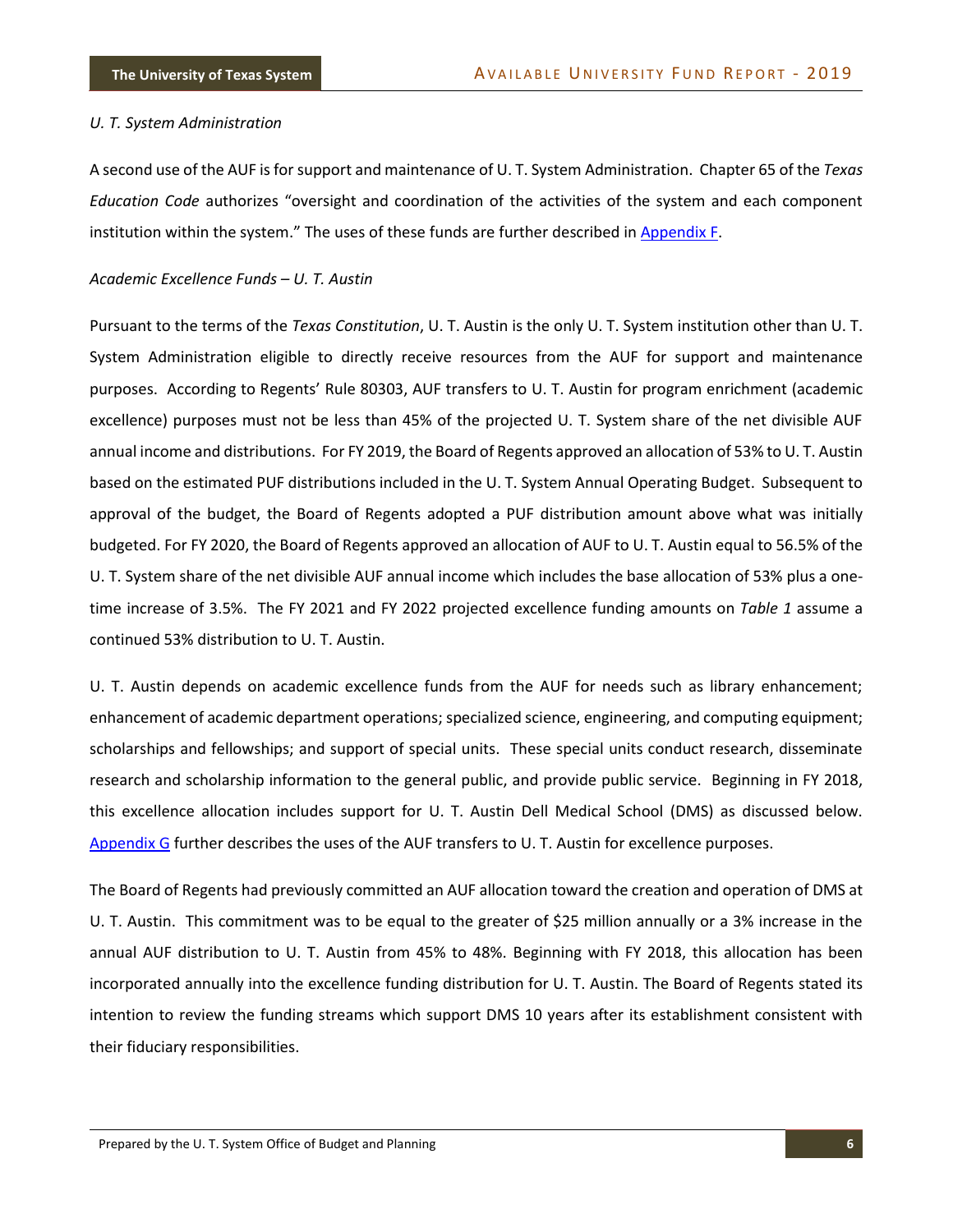*U. T. System Administration*

A second use of the AUF is for support and maintenance of U. T. System Administration. Chapter 65 of the *Texas Education Code* authorizes "oversight and coordination of the activities of the system and each component institution within the system." The uses of these funds are further described in Appendix F.

*Academic Excellence Funds – U. T. Austin*

Pursuant to the terms of the *Texas Constitution*, U. T. Austin is the only U. T. System institution other than U. T. System Administration eligible to directly receive resources from the AUF for support and maintenance purposes. According to Regents' Rule 80303, AUF transfers to U. T. Austin for program enrichment (academic excellence) purposes must not be less than 45% of the projected U. T. System share of the net divisible AUF annual income and distributions. For FY 2019, the Board of Regents approved an allocation of 53% to U. T. Austin based on the estimated PUF distributions included in the U. T. System Annual Operating Budget. Subsequent to approval of the budget, the Board of Regents adopted a PUF distribution amount above what was initially budgeted. For FY 2020, the Board of Regents approved an allocation of AUF to U. T. Austin equal to 56.5% of the U. T. System share of the net divisible AUF annual income which includes the base allocation of 53% plus a one-time increase of 3.5%. The FY 2021 and FY 2022 projected excellence funding amounts on *Table 1* assume a continued 53% distribution to U. T. Austin.

U. T. Austin depends on academic excellence funds from the AUF for needs such as library enhancement; enhancement of academic department operations; specialized science, engineering, and computing equipment; scholarships and fellowships; and support of special units. These special units conduct research, disseminate research and scholarship information to the general public, and provide public service. Beginning in FY 2018, this excellence allocation includes support for U. T. Austin Dell Medical School (DMS) as discussed below. Appendix G further describes the uses of the AUF transfers to U. T. Austin for excellence purposes.

The Board of Regents had previously committed an AUF allocation toward the creation and operation of DMS at U. T. Austin. This commitment was to be equal to the greater of $25 million annually or a 3% increase in the annual AUF distribution to U. T. Austin from 45% to 48%. Beginning with FY 2018, this allocation has been incorporated annually into the excellence funding distribution for U. T. Austin. The Board of Regents stated its intention to review the funding streams which support DMS 10 years after its establishment consistent with their fiduciary responsibilities.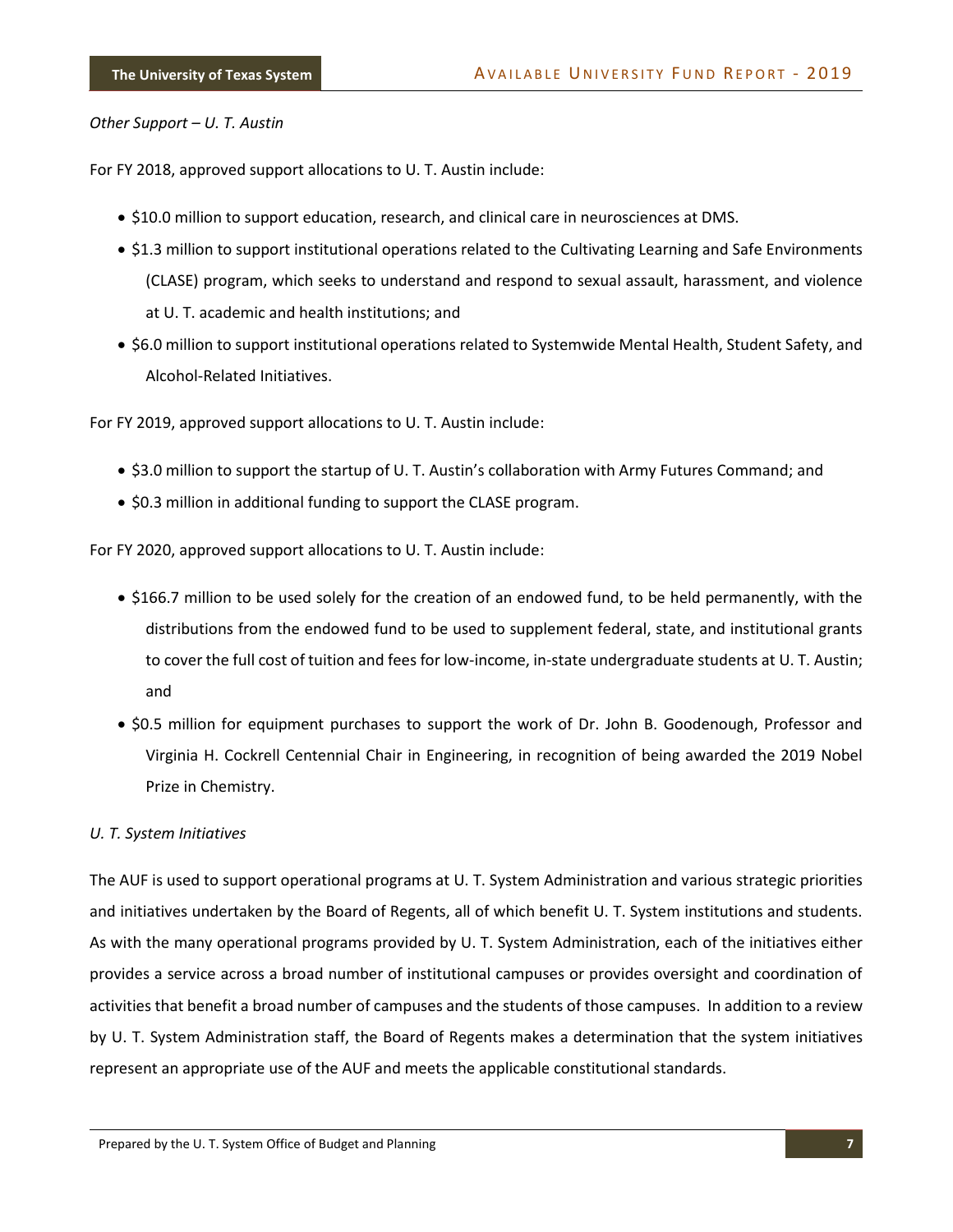*Other Support – U. T. Austin*

For FY 2018, approved support allocations to U. T. Austin include:

- $10.0 million to support education, research, and clinical care in neurosciences at DMS.
- $1.3 million to support institutional operations related to the Cultivating Learning and Safe Environments (CLASE) program, which seeks to understand and respond to sexual assault, harassment, and violence at U. T. academic and health institutions; and
- $6.0 million to support institutional operations related to Systemwide Mental Health, Student Safety, and Alcohol-Related Initiatives.

For FY 2019, approved support allocations to U. T. Austin include:

- $3.0 million to support the startup of U. T. Austin's collaboration with Army Futures Command; and
- $0.3 million in additional funding to support the CLASE program.

For FY 2020, approved support allocations to U. T. Austin include:

- $166.7 million to be used solely for the creation of an endowed fund, to be held permanently, with the distributions from the endowed fund to be used to supplement federal, state, and institutional grants to cover the full cost of tuition and fees for low-income, in-state undergraduate students at U. T. Austin; and
- $0.5 million for equipment purchases to support the work of Dr. John B. Goodenough, Professor and Virginia H. Cockrell Centennial Chair in Engineering, in recognition of being awarded the 2019 Nobel Prize in Chemistry.

*U. T. System Initiatives*

The AUF is used to support operational programs at U. T. System Administration and various strategic priorities and initiatives undertaken by the Board of Regents, all of which benefit U. T. System institutions and students. As with the many operational programs provided by U. T. System Administration, each of the initiatives either provides a service across a broad number of institutional campuses or provides oversight and coordination of activities that benefit a broad number of campuses and the students of those campuses. In addition to a review by U. T. System Administration staff, the Board of Regents makes a determination that the system initiatives represent an appropriate use of the AUF and meets the applicable constitutional standards.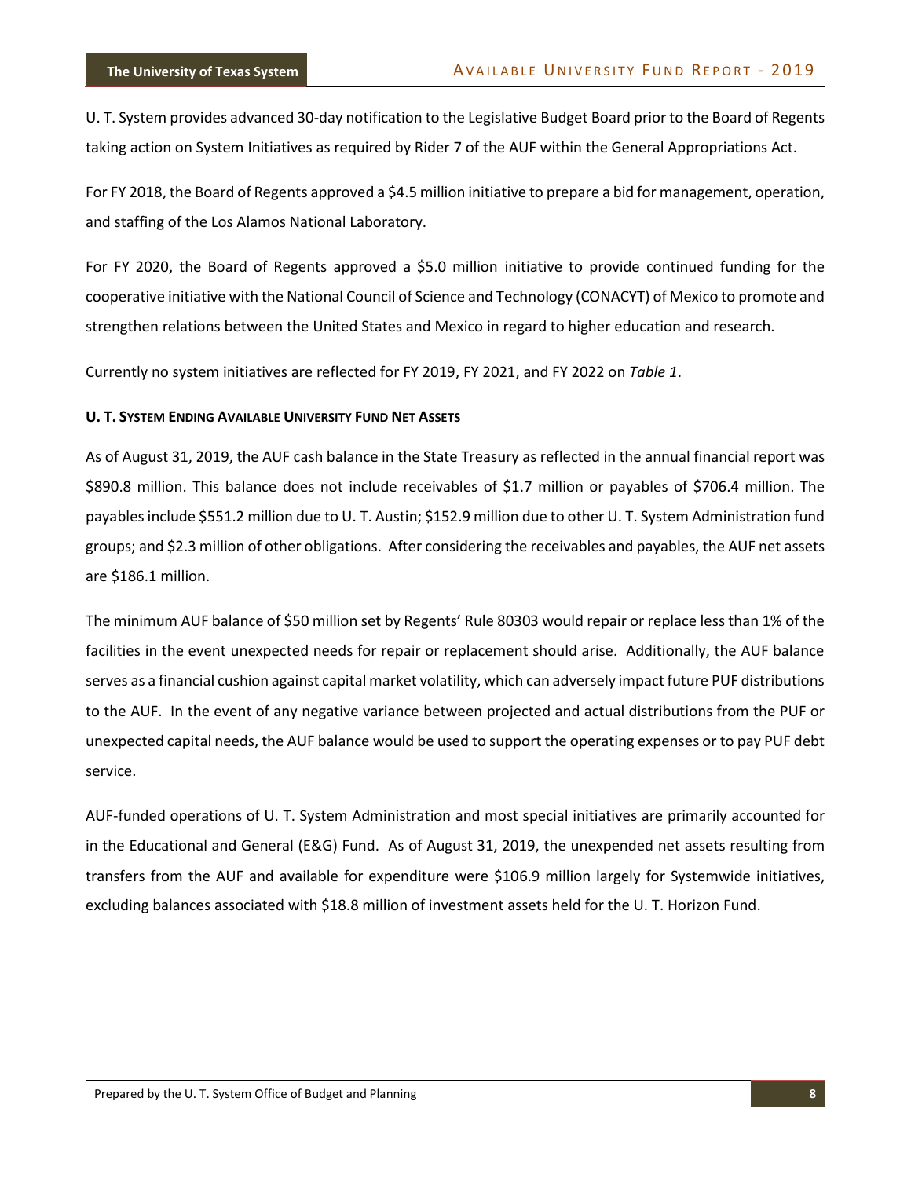U. T. System provides advanced 30-day notification to the Legislative Budget Board prior to the Board of Regents taking action on System Initiatives as required by Rider 7 of the AUF within the General Appropriations Act.

For FY 2018, the Board of Regents approved a $4.5 million initiative to prepare a bid for management, operation, and staffing of the Los Alamos National Laboratory.

For FY 2020, the Board of Regents approved a $5.0 million initiative to provide continued funding for the cooperative initiative with the National Council of Science and Technology (CONACYT) of Mexico to promote and strengthen relations between the United States and Mexico in regard to higher education and research.

Currently no system initiatives are reflected for FY 2019, FY 2021, and FY 2022 on *Table 1*.

**U. T. SYSTEM ENDING AVAILABLE UNIVERSITY FUND NET ASSETS**

As of August 31, 2019, the AUF cash balance in the State Treasury as reflected in the annual financial report was $890.8 million. This balance does not include receivables of $1.7 million or payables of $706.4 million. The payables include $551.2 million due to U. T. Austin; $152.9 million due to other U. T. System Administration fund groups; and $2.3 million of other obligations. After considering the receivables and payables, the AUF net assets are $186.1 million.

The minimum AUF balance of $50 million set by Regents' Rule 80303 would repair or replace less than 1% of the facilities in the event unexpected needs for repair or replacement should arise. Additionally, the AUF balance serves as a financial cushion against capital market volatility, which can adversely impact future PUF distributions to the AUF. In the event of any negative variance between projected and actual distributions from the PUF or unexpected capital needs, the AUF balance would be used to support the operating expenses or to pay PUF debt service.

AUF-funded operations of U. T. System Administration and most special initiatives are primarily accounted for in the Educational and General (E&G) Fund. As of August 31, 2019, the unexpended net assets resulting from transfers from the AUF and available for expenditure were $106.9 million largely for Systemwide initiatives, excluding balances associated with $18.8 million of investment assets held for the U. T. Horizon Fund.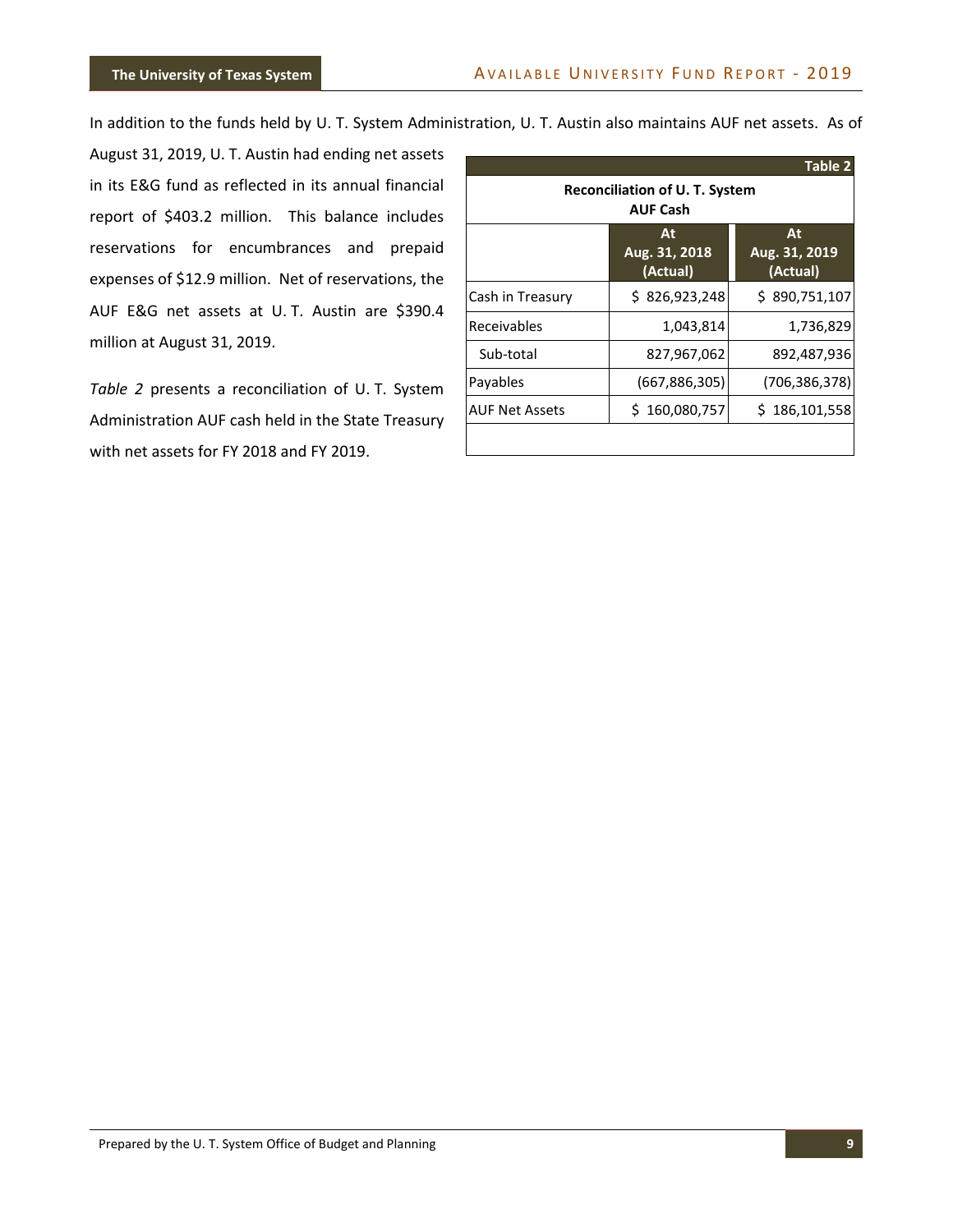In addition to the funds held by U. T. System Administration, U. T. Austin also maintains AUF net assets. As of August 31, 2019, U. T. Austin had ending net assets in its E&G fund as reflected in its annual financial report of $403.2 million. This balance includes reservations for encumbrances and prepaid expenses of $12.9 million. Net of reservations, the AUF E&G net assets at U. T. Austin are $390.4 million at August 31, 2019.

*Table 2* presents a reconciliation of U. T. System Administration AUF cash held in the State Treasury with net assets for FY 2018 and FY 2019.

**Table 2**

**Reconciliation of U. T. System AUF Cash**

| | At Aug. 31, 2018 (Actual) | At Aug. 31, 2019 (Actual) |
|---|---|---|
| Cash in Treasury | $ 826,923,248 | $ 890,751,107 |
| Receivables | 1,043,814 | 1,736,829 |
| Sub-total | 827,967,062 | 892,487,936 |
| Payables | (667,886,305) | (706,386,378) |
| AUF Net Assets | $ 160,080,757 | $ 186,101,558 |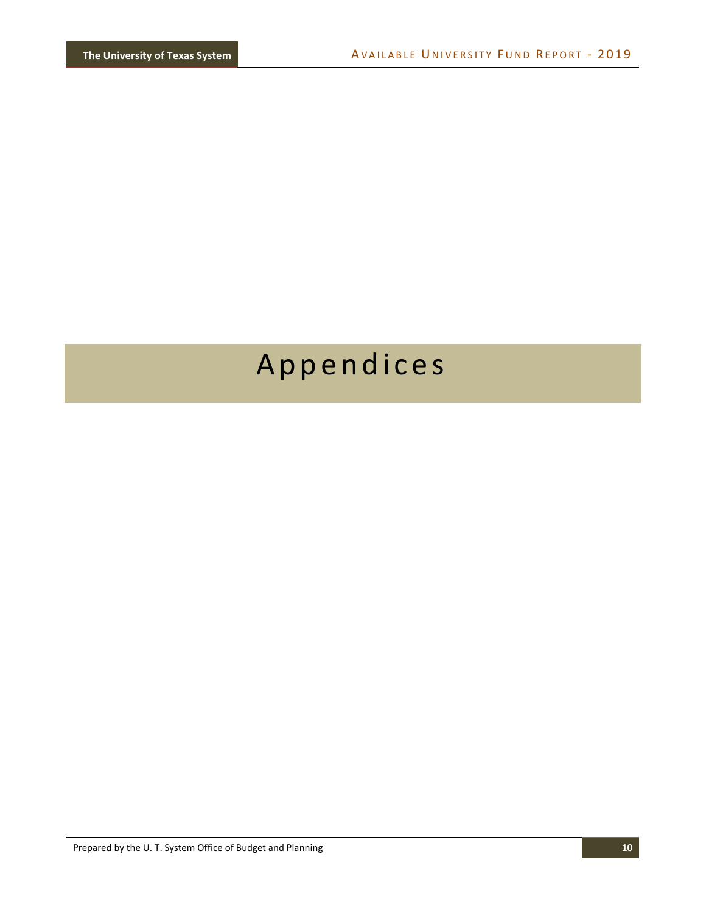# Appendices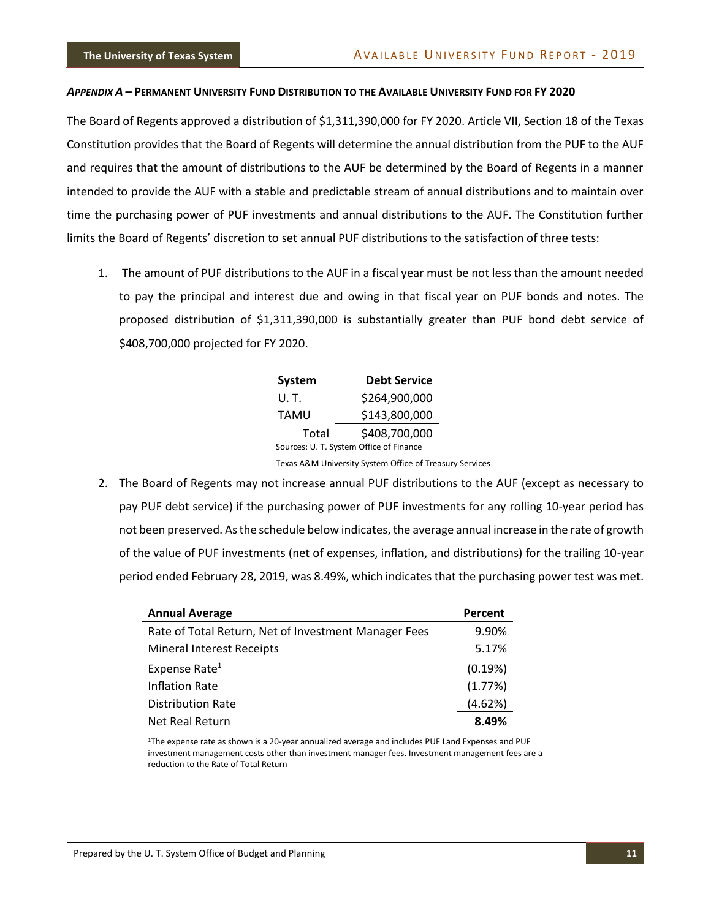### *APPENDIX A* – PERMANENT UNIVERSITY FUND DISTRIBUTION TO THE AVAILABLE UNIVERSITY FUND FOR FY 2020

The Board of Regents approved a distribution of $1,311,390,000 for FY 2020. Article VII, Section 18 of the Texas Constitution provides that the Board of Regents will determine the annual distribution from the PUF to the AUF and requires that the amount of distributions to the AUF be determined by the Board of Regents in a manner intended to provide the AUF with a stable and predictable stream of annual distributions and to maintain over time the purchasing power of PUF investments and annual distributions to the AUF. The Constitution further limits the Board of Regents' discretion to set annual PUF distributions to the satisfaction of three tests:

1. The amount of PUF distributions to the AUF in a fiscal year must be not less than the amount needed to pay the principal and interest due and owing in that fiscal year on PUF bonds and notes. The proposed distribution of $1,311,390,000 is substantially greater than PUF bond debt service of $408,700,000 projected for FY 2020.

| System | Debt Service |
|---|---|
| U. T. | $264,900,000 |
| TAMU | $143,800,000 |
| Total | $408,700,000 |

Sources: U. T. System Office of Finance
Texas A&M University System Office of Treasury Services

2. The Board of Regents may not increase annual PUF distributions to the AUF (except as necessary to pay PUF debt service) if the purchasing power of PUF investments for any rolling 10-year period has not been preserved. As the schedule below indicates, the average annual increase in the rate of growth of the value of PUF investments (net of expenses, inflation, and distributions) for the trailing 10-year period ended February 28, 2019, was 8.49%, which indicates that the purchasing power test was met.

| Annual Average | Percent |
|---|---|
| Rate of Total Return, Net of Investment Manager Fees | 9.90% |
| Mineral Interest Receipts | 5.17% |
| Expense Rate[1] | (0.19%) |
| Inflation Rate | (1.77%) |
| Distribution Rate | (4.62%) |
| Net Real Return | **8.49%** |

[1]The expense rate as shown is a 20-year annualized average and includes PUF Land Expenses and PUF investment management costs other than investment manager fees. Investment management fees are a reduction to the Rate of Total Return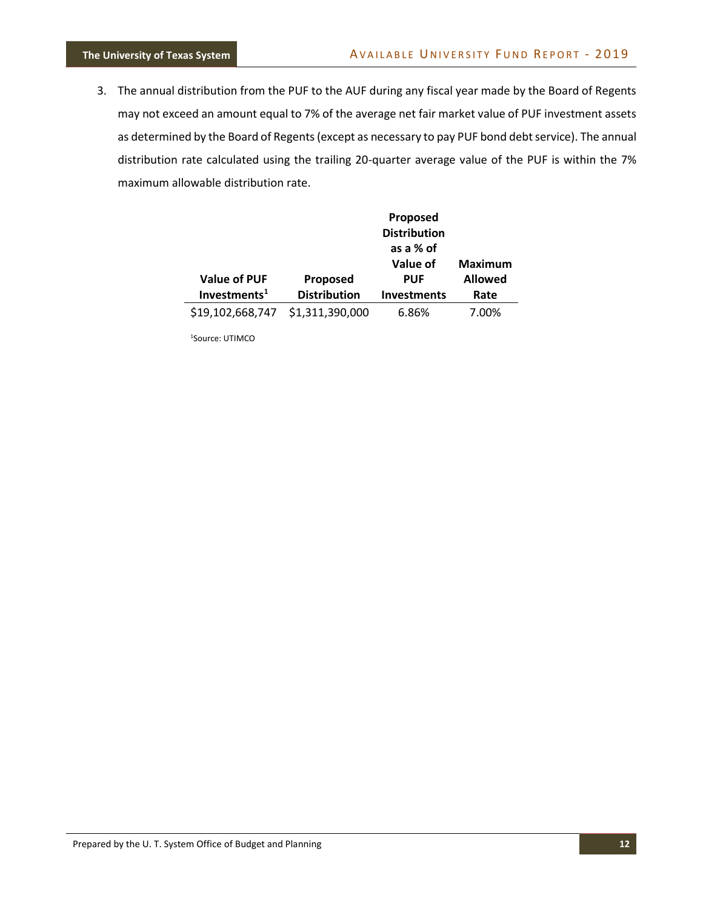3. The annual distribution from the PUF to the AUF during any fiscal year made by the Board of Regents may not exceed an amount equal to 7% of the average net fair market value of PUF investment assets as determined by the Board of Regents (except as necessary to pay PUF bond debt service). The annual distribution rate calculated using the trailing 20-quarter average value of the PUF is within the 7% maximum allowable distribution rate.

| Value of PUF Investments[1] | Proposed Distribution | Proposed Distribution as a % of Value of PUF Investments | Maximum Allowed Rate |
|---|---|---|---|
| $19,102,668,747 | $1,311,390,000 | 6.86% | 7.00% |

[1]Source: UTIMCO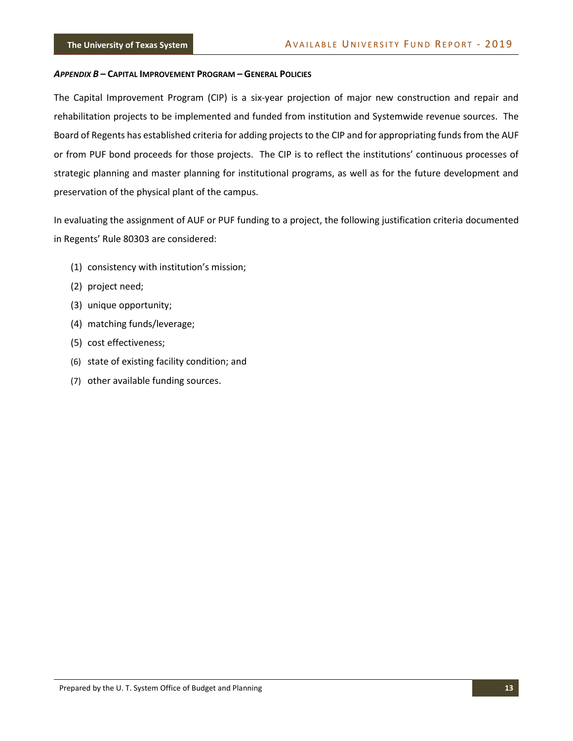### *APPENDIX B* – CAPITAL IMPROVEMENT PROGRAM – GENERAL POLICIES

The Capital Improvement Program (CIP) is a six-year projection of major new construction and repair and rehabilitation projects to be implemented and funded from institution and Systemwide revenue sources. The Board of Regents has established criteria for adding projects to the CIP and for appropriating funds from the AUF or from PUF bond proceeds for those projects. The CIP is to reflect the institutions' continuous processes of strategic planning and master planning for institutional programs, as well as for the future development and preservation of the physical plant of the campus.

In evaluating the assignment of AUF or PUF funding to a project, the following justification criteria documented in Regents' Rule 80303 are considered:

(1) consistency with institution's mission;

(2) project need;

(3) unique opportunity;

(4) matching funds/leverage;

(5) cost effectiveness;

(6) state of existing facility condition; and

(7) other available funding sources.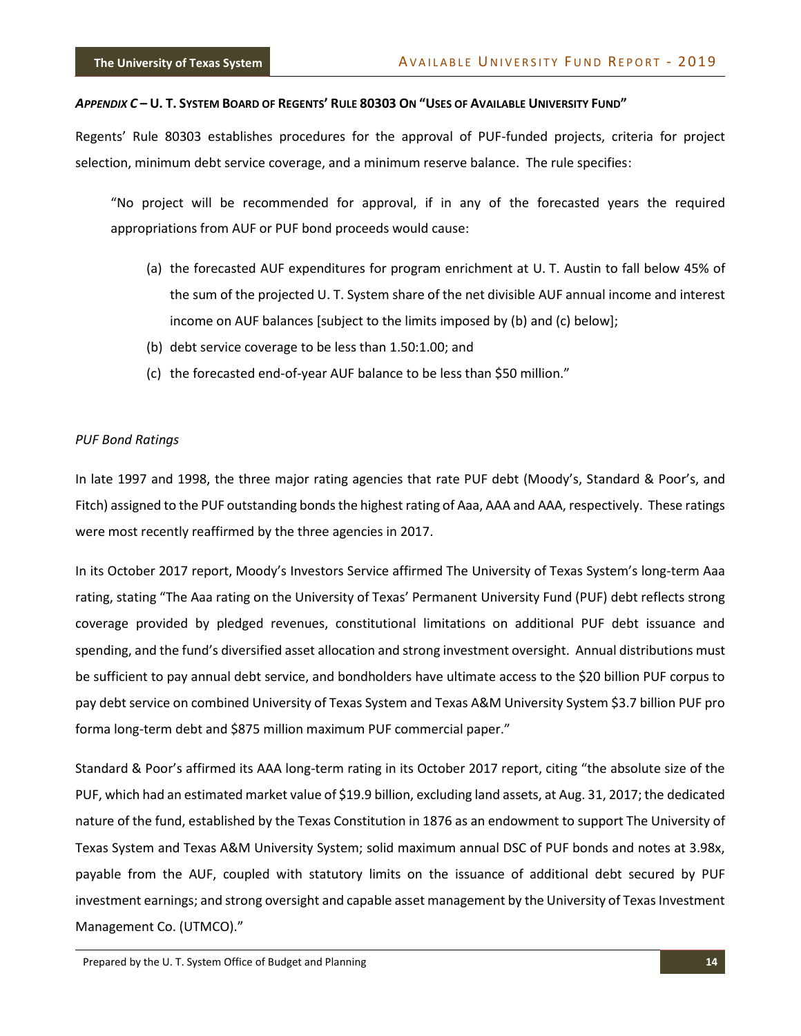***Appendix C* – U. T. System Board of Regents' Rule 80303 On "Uses of Available University Fund"**

Regents' Rule 80303 establishes procedures for the approval of PUF-funded projects, criteria for project selection, minimum debt service coverage, and a minimum reserve balance. The rule specifies:

> "No project will be recommended for approval, if in any of the forecasted years the required appropriations from AUF or PUF bond proceeds would cause:
>
> (a) the forecasted AUF expenditures for program enrichment at U. T. Austin to fall below 45% of the sum of the projected U. T. System share of the net divisible AUF annual income and interest income on AUF balances [subject to the limits imposed by (b) and (c) below];
>
> (b) debt service coverage to be less than 1.50:1.00; and
>
> (c) the forecasted end-of-year AUF balance to be less than $50 million."

*PUF Bond Ratings*

In late 1997 and 1998, the three major rating agencies that rate PUF debt (Moody's, Standard & Poor's, and Fitch) assigned to the PUF outstanding bonds the highest rating of Aaa, AAA and AAA, respectively. These ratings were most recently reaffirmed by the three agencies in 2017.

In its October 2017 report, Moody's Investors Service affirmed The University of Texas System's long-term Aaa rating, stating "The Aaa rating on the University of Texas' Permanent University Fund (PUF) debt reflects strong coverage provided by pledged revenues, constitutional limitations on additional PUF debt issuance and spending, and the fund's diversified asset allocation and strong investment oversight. Annual distributions must be sufficient to pay annual debt service, and bondholders have ultimate access to the $20 billion PUF corpus to pay debt service on combined University of Texas System and Texas A&M University System $3.7 billion PUF pro forma long-term debt and $875 million maximum PUF commercial paper."

Standard & Poor's affirmed its AAA long-term rating in its October 2017 report, citing "the absolute size of the PUF, which had an estimated market value of $19.9 billion, excluding land assets, at Aug. 31, 2017; the dedicated nature of the fund, established by the Texas Constitution in 1876 as an endowment to support The University of Texas System and Texas A&M University System; solid maximum annual DSC of PUF bonds and notes at 3.98x, payable from the AUF, coupled with statutory limits on the issuance of additional debt secured by PUF investment earnings; and strong oversight and capable asset management by the University of Texas Investment Management Co. (UTMCO)."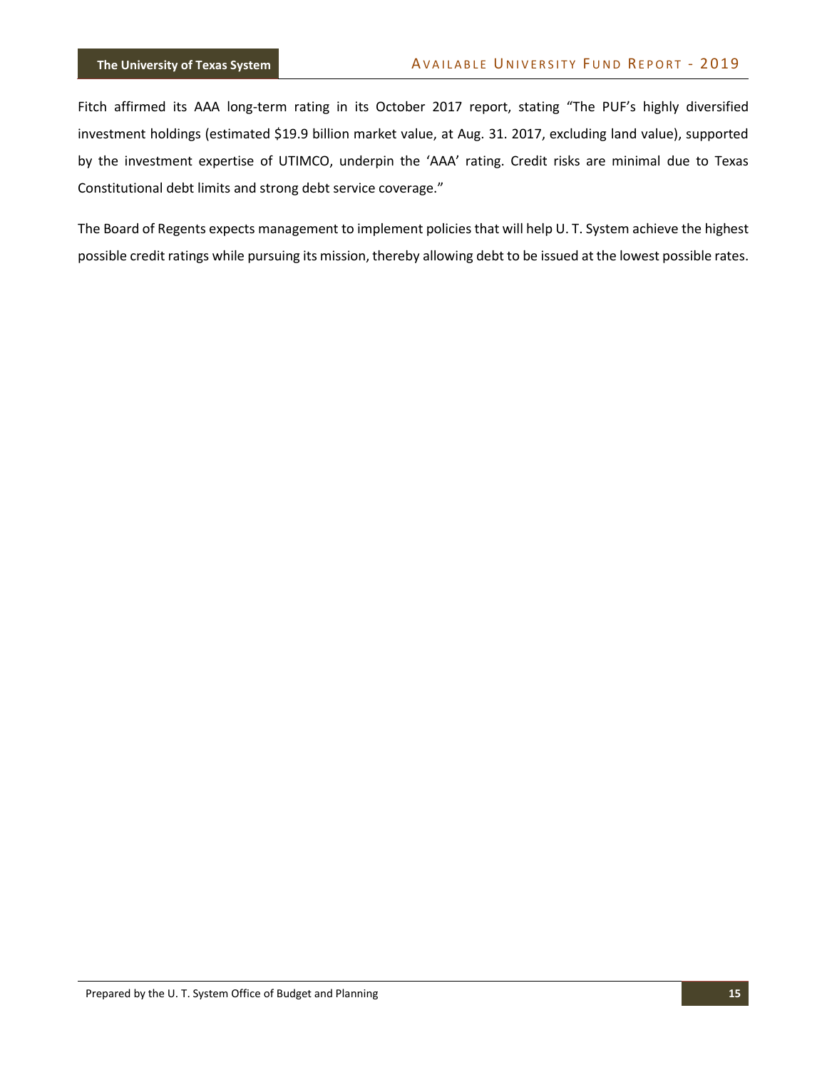Fitch affirmed its AAA long-term rating in its October 2017 report, stating "The PUF's highly diversified investment holdings (estimated $19.9 billion market value, at Aug. 31. 2017, excluding land value), supported by the investment expertise of UTIMCO, underpin the 'AAA' rating. Credit risks are minimal due to Texas Constitutional debt limits and strong debt service coverage."

The Board of Regents expects management to implement policies that will help U. T. System achieve the highest possible credit ratings while pursuing its mission, thereby allowing debt to be issued at the lowest possible rates.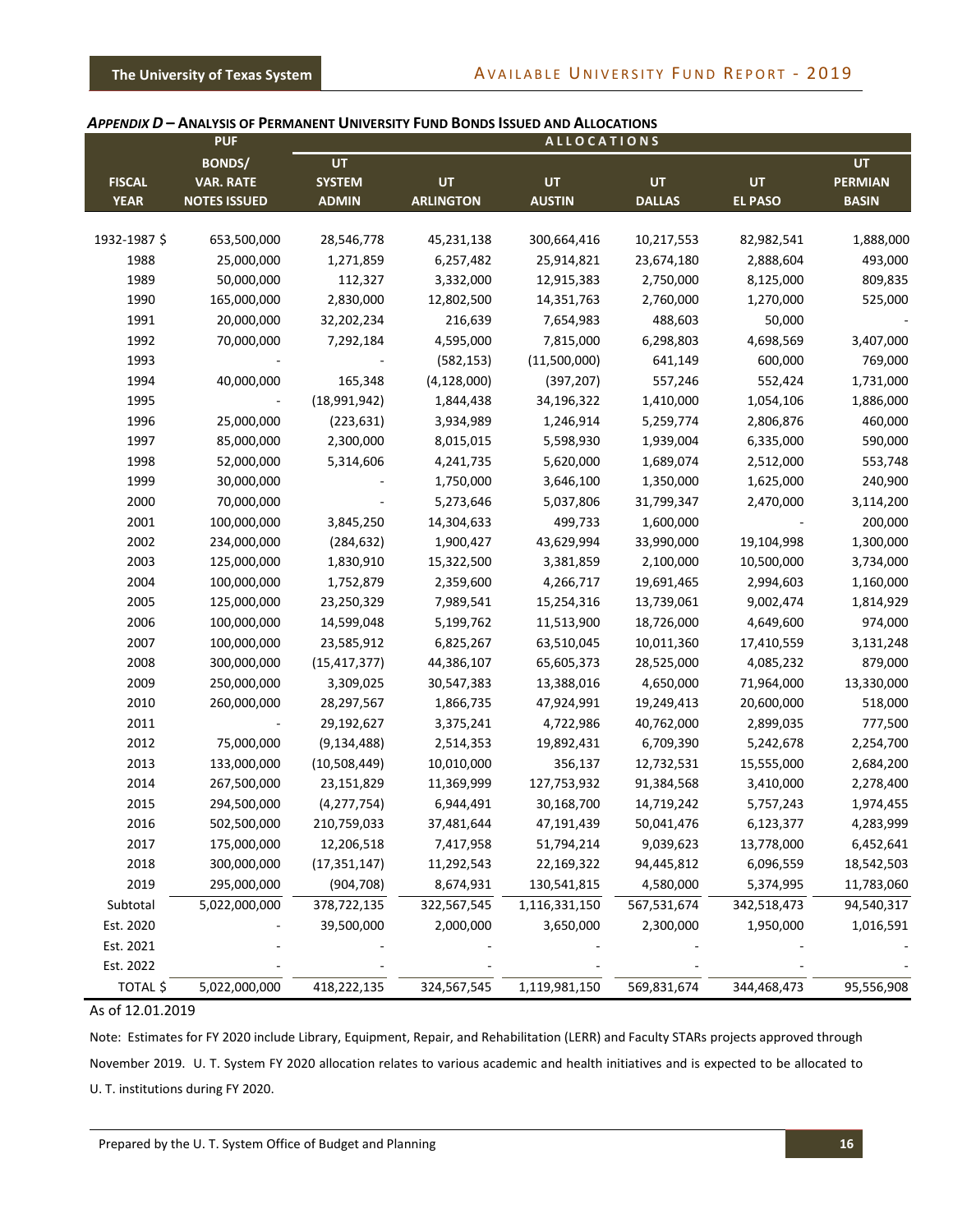### *APPENDIX D* – ANALYSIS OF PERMANENT UNIVERSITY FUND BONDS ISSUED AND ALLOCATIONS

| FISCAL YEAR | PUF BONDS/ VAR. RATE NOTES ISSUED | ALLOCATIONS UT SYSTEM ADMIN | UT ARLINGTON | UT AUSTIN | UT DALLAS | UT EL PASO | UT PERMIAN BASIN |
|---|---|---|---|---|---|---|---|
| 1932-1987 $ | 653,500,000 | 28,546,778 | 45,231,138 | 300,664,416 | 10,217,553 | 82,982,541 | 1,888,000 |
| 1988 | 25,000,000 | 1,271,859 | 6,257,482 | 25,914,821 | 23,674,180 | 2,888,604 | 493,000 |
| 1989 | 50,000,000 | 112,327 | 3,332,000 | 12,915,383 | 2,750,000 | 8,125,000 | 809,835 |
| 1990 | 165,000,000 | 2,830,000 | 12,802,500 | 14,351,763 | 2,760,000 | 1,270,000 | 525,000 |
| 1991 | 20,000,000 | 32,202,234 | 216,639 | 7,654,983 | 488,603 | 50,000 | - |
| 1992 | 70,000,000 | 7,292,184 | 4,595,000 | 7,815,000 | 6,298,803 | 4,698,569 | 3,407,000 |
| 1993 | - | - | (582,153) | (11,500,000) | 641,149 | 600,000 | 769,000 |
| 1994 | 40,000,000 | 165,348 | (4,128,000) | (397,207) | 557,246 | 552,424 | 1,731,000 |
| 1995 | - | (18,991,942) | 1,844,438 | 34,196,322 | 1,410,000 | 1,054,106 | 1,886,000 |
| 1996 | 25,000,000 | (223,631) | 3,934,989 | 1,246,914 | 5,259,774 | 2,806,876 | 460,000 |
| 1997 | 85,000,000 | 2,300,000 | 8,015,015 | 5,598,930 | 1,939,004 | 6,335,000 | 590,000 |
| 1998 | 52,000,000 | 5,314,606 | 4,241,735 | 5,620,000 | 1,689,074 | 2,512,000 | 553,748 |
| 1999 | 30,000,000 | - | 1,750,000 | 3,646,100 | 1,350,000 | 1,625,000 | 240,900 |
| 2000 | 70,000,000 | - | 5,273,646 | 5,037,806 | 31,799,347 | 2,470,000 | 3,114,200 |
| 2001 | 100,000,000 | 3,845,250 | 14,304,633 | 499,733 | 1,600,000 | - | 200,000 |
| 2002 | 234,000,000 | (284,632) | 1,900,427 | 43,629,994 | 33,990,000 | 19,104,998 | 1,300,000 |
| 2003 | 125,000,000 | 1,830,910 | 15,322,500 | 3,381,859 | 2,100,000 | 10,500,000 | 3,734,000 |
| 2004 | 100,000,000 | 1,752,879 | 2,359,600 | 4,266,717 | 19,691,465 | 2,994,603 | 1,160,000 |
| 2005 | 125,000,000 | 23,250,329 | 7,989,541 | 15,254,316 | 13,739,061 | 9,002,474 | 1,814,929 |
| 2006 | 100,000,000 | 14,599,048 | 5,199,762 | 11,513,900 | 18,726,000 | 4,649,600 | 974,000 |
| 2007 | 100,000,000 | 23,585,912 | 6,825,267 | 63,510,045 | 10,011,360 | 17,410,559 | 3,131,248 |
| 2008 | 300,000,000 | (15,417,377) | 44,386,107 | 65,605,373 | 28,525,000 | 4,085,232 | 879,000 |
| 2009 | 250,000,000 | 3,309,025 | 30,547,383 | 13,388,016 | 4,650,000 | 71,964,000 | 13,330,000 |
| 2010 | 260,000,000 | 28,297,567 | 1,866,735 | 47,924,991 | 19,249,413 | 20,600,000 | 518,000 |
| 2011 | - | 29,192,627 | 3,375,241 | 4,722,986 | 40,762,000 | 2,899,035 | 777,500 |
| 2012 | 75,000,000 | (9,134,488) | 2,514,353 | 19,892,431 | 6,709,390 | 5,242,678 | 2,254,700 |
| 2013 | 133,000,000 | (10,508,449) | 10,010,000 | 356,137 | 12,732,531 | 15,555,000 | 2,684,200 |
| 2014 | 267,500,000 | 23,151,829 | 11,369,999 | 127,753,932 | 91,384,568 | 3,410,000 | 2,278,400 |
| 2015 | 294,500,000 | (4,277,754) | 6,944,491 | 30,168,700 | 14,719,242 | 5,757,243 | 1,974,455 |
| 2016 | 502,500,000 | 210,759,033 | 37,481,644 | 47,191,439 | 50,041,476 | 6,123,377 | 4,283,999 |
| 2017 | 175,000,000 | 12,206,518 | 7,417,958 | 51,794,214 | 9,039,623 | 13,778,000 | 6,452,641 |
| 2018 | 300,000,000 | (17,351,147) | 11,292,543 | 22,169,322 | 94,445,812 | 6,096,559 | 18,542,503 |
| 2019 | 295,000,000 | (904,708) | 8,674,931 | 130,541,815 | 4,580,000 | 5,374,995 | 11,783,060 |
| Subtotal | 5,022,000,000 | 378,722,135 | 322,567,545 | 1,116,331,150 | 567,531,674 | 342,518,473 | 94,540,317 |
| Est. 2020 | - | 39,500,000 | 2,000,000 | 3,650,000 | 2,300,000 | 1,950,000 | 1,016,591 |
| Est. 2021 | - | - | - | - | - | - | - |
| Est. 2022 | - | - | - | - | - | - | - |
| TOTAL $ | 5,022,000,000 | 418,222,135 | 324,567,545 | 1,119,981,150 | 569,831,674 | 344,468,473 | 95,556,908 |

As of 12.01.2019

Note: Estimates for FY 2020 include Library, Equipment, Repair, and Rehabilitation (LERR) and Faculty STARs projects approved through November 2019. U. T. System FY 2020 allocation relates to various academic and health initiatives and is expected to be allocated to U. T. institutions during FY 2020.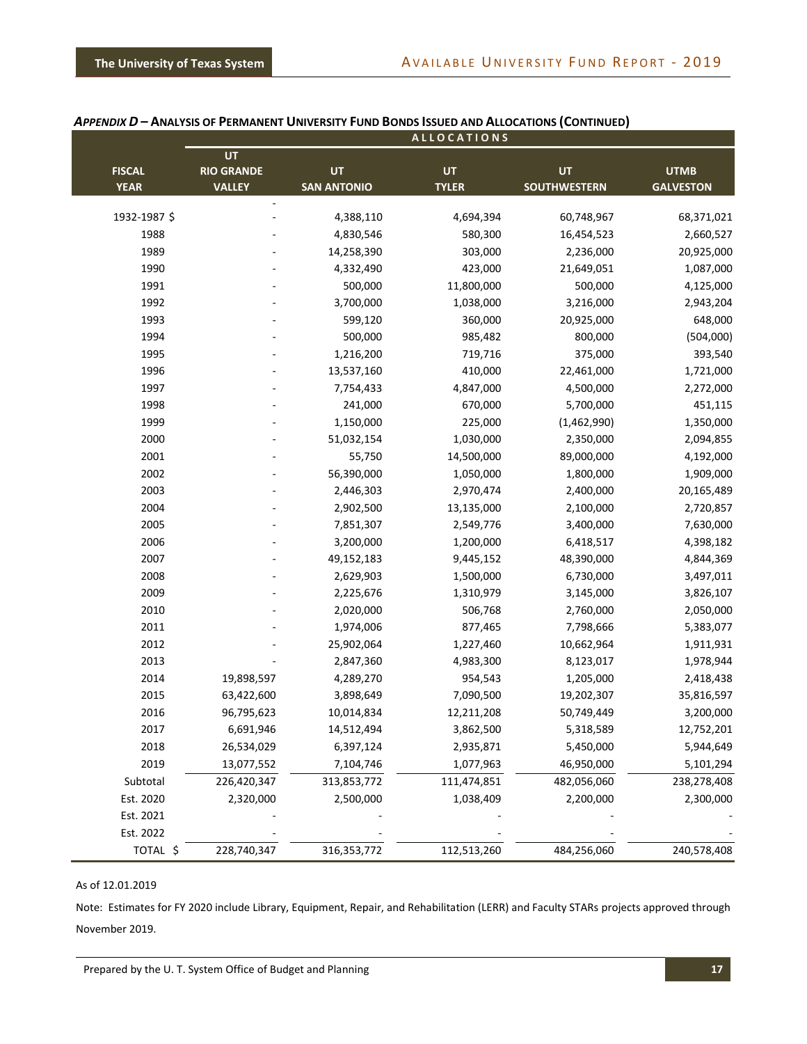### *APPENDIX D* – ANALYSIS OF PERMANENT UNIVERSITY FUND BONDS ISSUED AND ALLOCATIONS (CONTINUED)

| | ALLOCATIONS | | | | |
|---|---|---|---|---|---|
| FISCAL YEAR | UT RIO GRANDE VALLEY | UT SAN ANTONIO | UT TYLER | UT SOUTHWESTERN | UTMB GALVESTON |
| 1932-1987 $ | - | 4,388,110 | 4,694,394 | 60,748,967 | 68,371,021 |
| 1988 | - | 4,830,546 | 580,300 | 16,454,523 | 2,660,527 |
| 1989 | - | 14,258,390 | 303,000 | 2,236,000 | 20,925,000 |
| 1990 | - | 4,332,490 | 423,000 | 21,649,051 | 1,087,000 |
| 1991 | - | 500,000 | 11,800,000 | 500,000 | 4,125,000 |
| 1992 | - | 3,700,000 | 1,038,000 | 3,216,000 | 2,943,204 |
| 1993 | - | 599,120 | 360,000 | 20,925,000 | 648,000 |
| 1994 | - | 500,000 | 985,482 | 800,000 | (504,000) |
| 1995 | - | 1,216,200 | 719,716 | 375,000 | 393,540 |
| 1996 | - | 13,537,160 | 410,000 | 22,461,000 | 1,721,000 |
| 1997 | - | 7,754,433 | 4,847,000 | 4,500,000 | 2,272,000 |
| 1998 | - | 241,000 | 670,000 | 5,700,000 | 451,115 |
| 1999 | - | 1,150,000 | 225,000 | (1,462,990) | 1,350,000 |
| 2000 | - | 51,032,154 | 1,030,000 | 2,350,000 | 2,094,855 |
| 2001 | - | 55,750 | 14,500,000 | 89,000,000 | 4,192,000 |
| 2002 | - | 56,390,000 | 1,050,000 | 1,800,000 | 1,909,000 |
| 2003 | - | 2,446,303 | 2,970,474 | 2,400,000 | 20,165,489 |
| 2004 | - | 2,902,500 | 13,135,000 | 2,100,000 | 2,720,857 |
| 2005 | - | 7,851,307 | 2,549,776 | 3,400,000 | 7,630,000 |
| 2006 | - | 3,200,000 | 1,200,000 | 6,418,517 | 4,398,182 |
| 2007 | - | 49,152,183 | 9,445,152 | 48,390,000 | 4,844,369 |
| 2008 | - | 2,629,903 | 1,500,000 | 6,730,000 | 3,497,011 |
| 2009 | - | 2,225,676 | 1,310,979 | 3,145,000 | 3,826,107 |
| 2010 | - | 2,020,000 | 506,768 | 2,760,000 | 2,050,000 |
| 2011 | - | 1,974,006 | 877,465 | 7,798,666 | 5,383,077 |
| 2012 | - | 25,902,064 | 1,227,460 | 10,662,964 | 1,911,931 |
| 2013 | - | 2,847,360 | 4,983,300 | 8,123,017 | 1,978,944 |
| 2014 | 19,898,597 | 4,289,270 | 954,543 | 1,205,000 | 2,418,438 |
| 2015 | 63,422,600 | 3,898,649 | 7,090,500 | 19,202,307 | 35,816,597 |
| 2016 | 96,795,623 | 10,014,834 | 12,211,208 | 50,749,449 | 3,200,000 |
| 2017 | 6,691,946 | 14,512,494 | 3,862,500 | 5,318,589 | 12,752,201 |
| 2018 | 26,534,029 | 6,397,124 | 2,935,871 | 5,450,000 | 5,944,649 |
| 2019 | 13,077,552 | 7,104,746 | 1,077,963 | 46,950,000 | 5,101,294 |
| Subtotal | 226,420,347 | 313,853,772 | 111,474,851 | 482,056,060 | 238,278,408 |
| Est. 2020 | 2,320,000 | 2,500,000 | 1,038,409 | 2,200,000 | 2,300,000 |
| Est. 2021 | - | - | - | - | - |
| Est. 2022 | - | - | - | - | - |
| TOTAL $ | 228,740,347 | 316,353,772 | 112,513,260 | 484,256,060 | 240,578,408 |

As of 12.01.2019

Note: Estimates for FY 2020 include Library, Equipment, Repair, and Rehabilitation (LERR) and Faculty STARs projects approved through November 2019.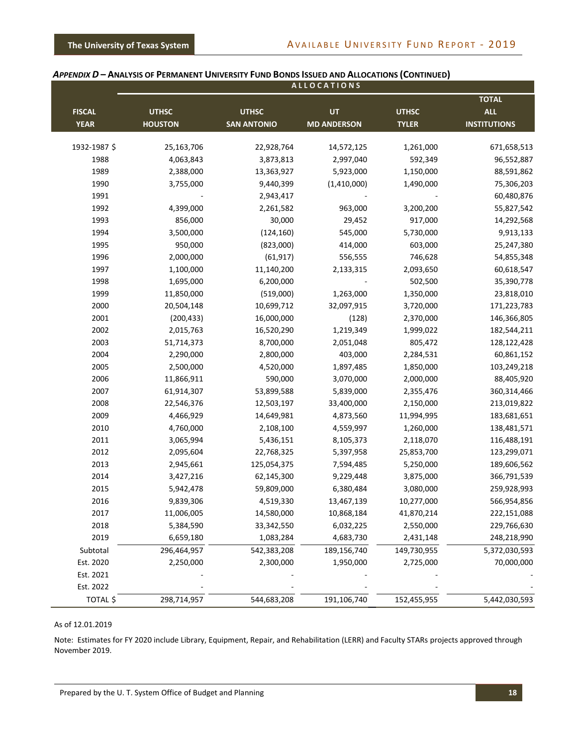## *APPENDIX D* – ANALYSIS OF PERMANENT UNIVERSITY FUND BONDS ISSUED AND ALLOCATIONS (CONTINUED)

| | ALLOCATIONS | | | | |
|---|---|---|---|---|---|
| **FISCAL YEAR** | **UTHSC HOUSTON** | **UTHSC SAN ANTONIO** | **UT MD ANDERSON** | **UTHSC TYLER** | **TOTAL ALL INSTITUTIONS** |
| 1932-1987 $ | 25,163,706 | 22,928,764 | 14,572,125 | 1,261,000 | 671,658,513 |
| 1988 | 4,063,843 | 3,873,813 | 2,997,040 | 592,349 | 96,552,887 |
| 1989 | 2,388,000 | 13,363,927 | 5,923,000 | 1,150,000 | 88,591,862 |
| 1990 | 3,755,000 | 9,440,399 | (1,410,000) | 1,490,000 | 75,306,203 |
| 1991 | - | 2,943,417 | - | - | 60,480,876 |
| 1992 | 4,399,000 | 2,261,582 | 963,000 | 3,200,200 | 55,827,542 |
| 1993 | 856,000 | 30,000 | 29,452 | 917,000 | 14,292,568 |
| 1994 | 3,500,000 | (124,160) | 545,000 | 5,730,000 | 9,913,133 |
| 1995 | 950,000 | (823,000) | 414,000 | 603,000 | 25,247,380 |
| 1996 | 2,000,000 | (61,917) | 556,555 | 746,628 | 54,855,348 |
| 1997 | 1,100,000 | 11,140,200 | 2,133,315 | 2,093,650 | 60,618,547 |
| 1998 | 1,695,000 | 6,200,000 | - | 502,500 | 35,390,778 |
| 1999 | 11,850,000 | (519,000) | 1,263,000 | 1,350,000 | 23,818,010 |
| 2000 | 20,504,148 | 10,699,712 | 32,097,915 | 3,720,000 | 171,223,783 |
| 2001 | (200,433) | 16,000,000 | (128) | 2,370,000 | 146,366,805 |
| 2002 | 2,015,763 | 16,520,290 | 1,219,349 | 1,999,022 | 182,544,211 |
| 2003 | 51,714,373 | 8,700,000 | 2,051,048 | 805,472 | 128,122,428 |
| 2004 | 2,290,000 | 2,800,000 | 403,000 | 2,284,531 | 60,861,152 |
| 2005 | 2,500,000 | 4,520,000 | 1,897,485 | 1,850,000 | 103,249,218 |
| 2006 | 11,866,911 | 590,000 | 3,070,000 | 2,000,000 | 88,405,920 |
| 2007 | 61,914,307 | 53,899,588 | 5,839,000 | 2,355,476 | 360,314,466 |
| 2008 | 22,546,376 | 12,503,197 | 33,400,000 | 2,150,000 | 213,019,822 |
| 2009 | 4,466,929 | 14,649,981 | 4,873,560 | 11,994,995 | 183,681,651 |
| 2010 | 4,760,000 | 2,108,100 | 4,559,997 | 1,260,000 | 138,481,571 |
| 2011 | 3,065,994 | 5,436,151 | 8,105,373 | 2,118,070 | 116,488,191 |
| 2012 | 2,095,604 | 22,768,325 | 5,397,958 | 25,853,700 | 123,299,071 |
| 2013 | 2,945,661 | 125,054,375 | 7,594,485 | 5,250,000 | 189,606,562 |
| 2014 | 3,427,216 | 62,145,300 | 9,229,448 | 3,875,000 | 366,791,539 |
| 2015 | 5,942,478 | 59,809,000 | 6,380,484 | 3,080,000 | 259,928,993 |
| 2016 | 9,839,306 | 4,519,330 | 13,467,139 | 10,277,000 | 566,954,856 |
| 2017 | 11,006,005 | 14,580,000 | 10,868,184 | 41,870,214 | 222,151,088 |
| 2018 | 5,384,590 | 33,342,550 | 6,032,225 | 2,550,000 | 229,766,630 |
| 2019 | 6,659,180 | 1,083,284 | 4,683,730 | 2,431,148 | 248,218,990 |
| Subtotal | 296,464,957 | 542,383,208 | 189,156,740 | 149,730,955 | 5,372,030,593 |
| Est. 2020 | 2,250,000 | 2,300,000 | 1,950,000 | 2,725,000 | 70,000,000 |
| Est. 2021 | - | - | - | - | - |
| Est. 2022 | - | - | - | - | - |
| TOTAL $ | 298,714,957 | 544,683,208 | 191,106,740 | 152,455,955 | 5,442,030,593 |

As of 12.01.2019

Note: Estimates for FY 2020 include Library, Equipment, Repair, and Rehabilitation (LERR) and Faculty STARs projects approved through November 2019.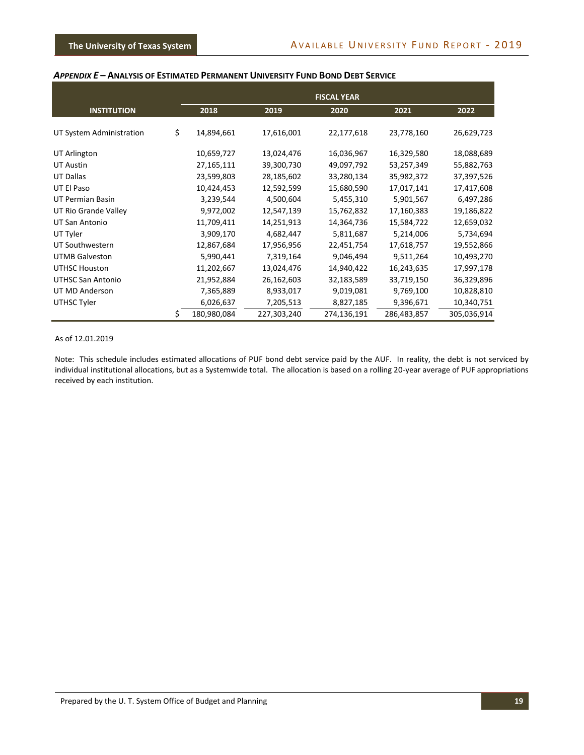### *APPENDIX E* – ANALYSIS OF ESTIMATED PERMANENT UNIVERSITY FUND BOND DEBT SERVICE

| | FISCAL YEAR | | | | |
|---|---|---|---|---|---|
| **INSTITUTION** | **2018** | **2019** | **2020** | **2021** | **2022** |
| UT System Administration | $ 14,894,661 | 17,616,001 | 22,177,618 | 23,778,160 | 26,629,723 |
| UT Arlington | 10,659,727 | 13,024,476 | 16,036,967 | 16,329,580 | 18,088,689 |
| UT Austin | 27,165,111 | 39,300,730 | 49,097,792 | 53,257,349 | 55,882,763 |
| UT Dallas | 23,599,803 | 28,185,602 | 33,280,134 | 35,982,372 | 37,397,526 |
| UT El Paso | 10,424,453 | 12,592,599 | 15,680,590 | 17,017,141 | 17,417,608 |
| UT Permian Basin | 3,239,544 | 4,500,604 | 5,455,310 | 5,901,567 | 6,497,286 |
| UT Rio Grande Valley | 9,972,002 | 12,547,139 | 15,762,832 | 17,160,383 | 19,186,822 |
| UT San Antonio | 11,709,411 | 14,251,913 | 14,364,736 | 15,584,722 | 12,659,032 |
| UT Tyler | 3,909,170 | 4,682,447 | 5,811,687 | 5,214,006 | 5,734,694 |
| UT Southwestern | 12,867,684 | 17,956,956 | 22,451,754 | 17,618,757 | 19,552,866 |
| UTMB Galveston | 5,990,441 | 7,319,164 | 9,046,494 | 9,511,264 | 10,493,270 |
| UTHSC Houston | 11,202,667 | 13,024,476 | 14,940,422 | 16,243,635 | 17,997,178 |
| UTHSC San Antonio | 21,952,884 | 26,162,603 | 32,183,589 | 33,719,150 | 36,329,896 |
| UT MD Anderson | 7,365,889 | 8,933,017 | 9,019,081 | 9,769,100 | 10,828,810 |
| UTHSC Tyler | 6,026,637 | 7,205,513 | 8,827,185 | 9,396,671 | 10,340,751 |
| | $ 180,980,084 | 227,303,240 | 274,136,191 | 286,483,857 | 305,036,914 |

As of 12.01.2019

Note: This schedule includes estimated allocations of PUF bond debt service paid by the AUF. In reality, the debt is not serviced by individual institutional allocations, but as a Systemwide total. The allocation is based on a rolling 20-year average of PUF appropriations received by each institution.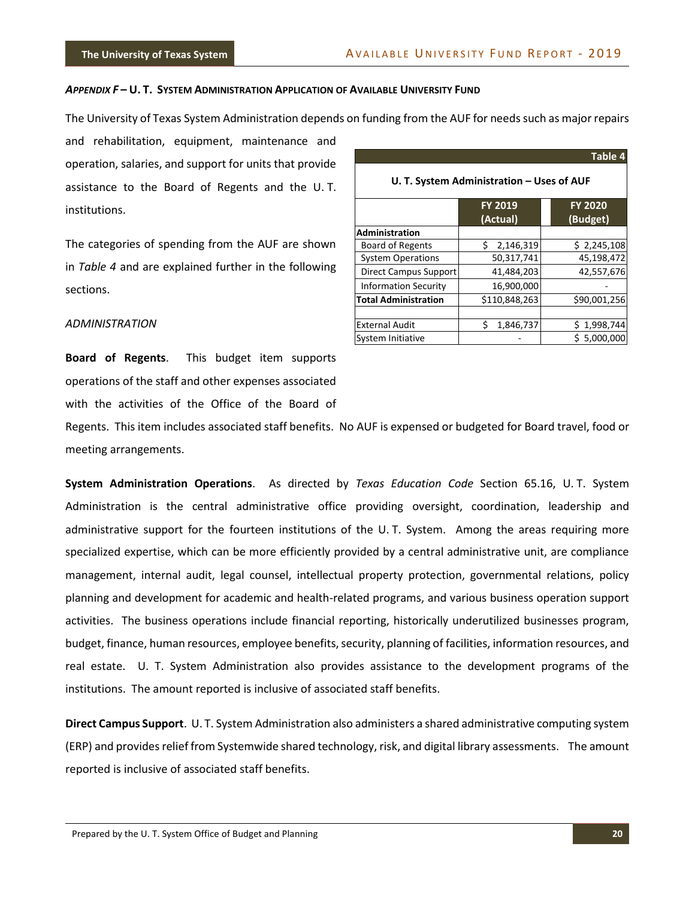### *APPENDIX F* – U. T. SYSTEM ADMINISTRATION APPLICATION OF AVAILABLE UNIVERSITY FUND

The University of Texas System Administration depends on funding from the AUF for needs such as major repairs and rehabilitation, equipment, maintenance and operation, salaries, and support for units that provide assistance to the Board of Regents and the U. T. institutions.

The categories of spending from the AUF are shown in *Table 4* and are explained further in the following sections.

**Table 4**

**U. T. System Administration – Uses of AUF**

| | FY 2019 (Actual) | FY 2020 (Budget) |
|---|---|---|
| **Administration** | | |
| Board of Regents | $ 2,146,319 | $ 2,245,108 |
| System Operations | 50,317,741 | 45,198,472 |
| Direct Campus Support | 41,484,203 | 42,557,676 |
| Information Security | 16,900,000 | - |
| **Total Administration** | $110,848,263 | $90,001,256 |
| | | |
| External Audit | $ 1,846,737 | $ 1,998,744 |
| System Initiative | - | $ 5,000,000 |

*ADMINISTRATION*

**Board of Regents**. This budget item supports operations of the staff and other expenses associated with the activities of the Office of the Board of Regents. This item includes associated staff benefits. No AUF is expensed or budgeted for Board travel, food or meeting arrangements.

**System Administration Operations**. As directed by *Texas Education Code* Section 65.16, U. T. System Administration is the central administrative office providing oversight, coordination, leadership and administrative support for the fourteen institutions of the U. T. System. Among the areas requiring more specialized expertise, which can be more efficiently provided by a central administrative unit, are compliance management, internal audit, legal counsel, intellectual property protection, governmental relations, policy planning and development for academic and health-related programs, and various business operation support activities. The business operations include financial reporting, historically underutilized businesses program, budget, finance, human resources, employee benefits, security, planning of facilities, information resources, and real estate. U. T. System Administration also provides assistance to the development programs of the institutions. The amount reported is inclusive of associated staff benefits.

**Direct Campus Support**. U. T. System Administration also administers a shared administrative computing system (ERP) and provides relief from Systemwide shared technology, risk, and digital library assessments. The amount reported is inclusive of associated staff benefits.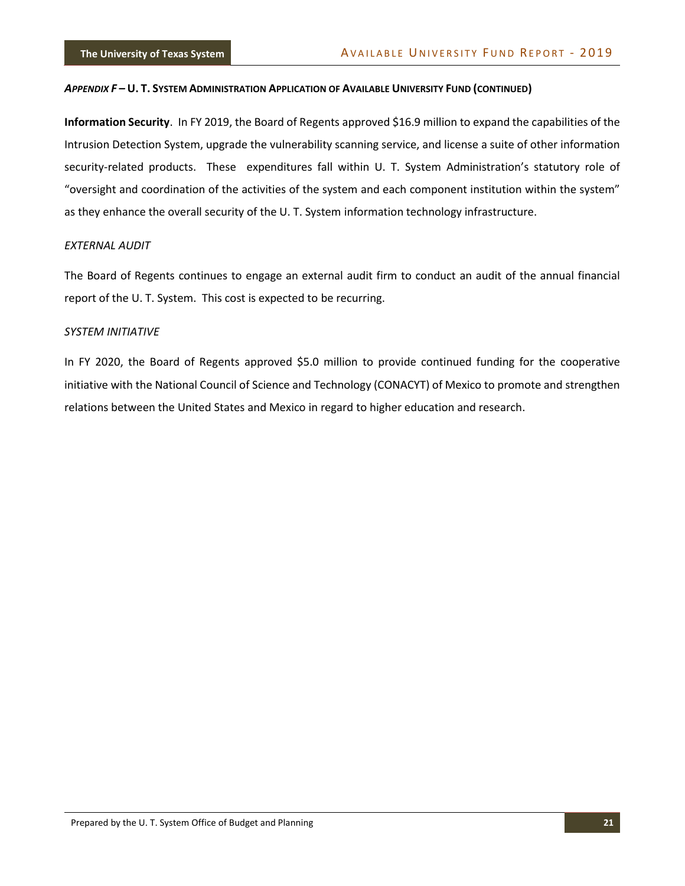***Appendix F* – U. T. System Administration Application of Available University Fund (continued)**

**Information Security**. In FY 2019, the Board of Regents approved $16.9 million to expand the capabilities of the Intrusion Detection System, upgrade the vulnerability scanning service, and license a suite of other information security-related products. These expenditures fall within U. T. System Administration's statutory role of "oversight and coordination of the activities of the system and each component institution within the system" as they enhance the overall security of the U. T. System information technology infrastructure.

*EXTERNAL AUDIT*

The Board of Regents continues to engage an external audit firm to conduct an audit of the annual financial report of the U. T. System. This cost is expected to be recurring.

*SYSTEM INITIATIVE*

In FY 2020, the Board of Regents approved $5.0 million to provide continued funding for the cooperative initiative with the National Council of Science and Technology (CONACYT) of Mexico to promote and strengthen relations between the United States and Mexico in regard to higher education and research.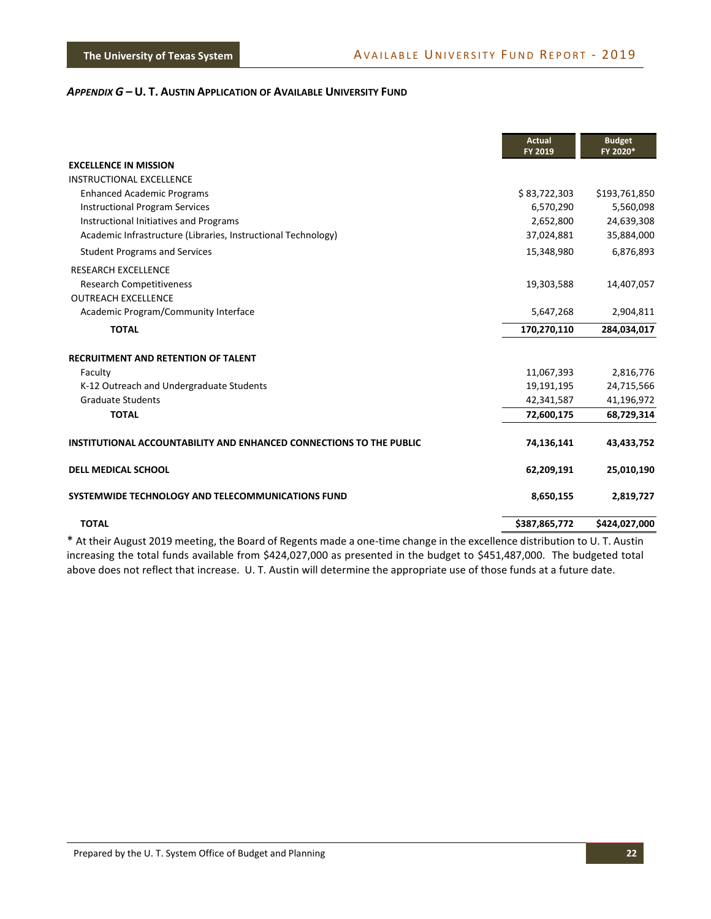## *APPENDIX G* – U. T. AUSTIN APPLICATION OF AVAILABLE UNIVERSITY FUND

| | Actual FY 2019 | Budget FY 2020* |
|---|---|---|
| **EXCELLENCE IN MISSION** | | |
| INSTRUCTIONAL EXCELLENCE | | |
| Enhanced Academic Programs | $ 83,722,303 | $193,761,850 |
| Instructional Program Services | 6,570,290 | 5,560,098 |
| Instructional Initiatives and Programs | 2,652,800 | 24,639,308 |
| Academic Infrastructure (Libraries, Instructional Technology) | 37,024,881 | 35,884,000 |
| Student Programs and Services | 15,348,980 | 6,876,893 |
| RESEARCH EXCELLENCE | | |
| Research Competitiveness | 19,303,588 | 14,407,057 |
| OUTREACH EXCELLENCE | | |
| Academic Program/Community Interface | 5,647,268 | 2,904,811 |
| **TOTAL** | **170,270,110** | **284,034,017** |
| **RECRUITMENT AND RETENTION OF TALENT** | | |
| Faculty | 11,067,393 | 2,816,776 |
| K-12 Outreach and Undergraduate Students | 19,191,195 | 24,715,566 |
| Graduate Students | 42,341,587 | 41,196,972 |
| **TOTAL** | **72,600,175** | **68,729,314** |
| **INSTITUTIONAL ACCOUNTABILITY AND ENHANCED CONNECTIONS TO THE PUBLIC** | **74,136,141** | **43,433,752** |
| **DELL MEDICAL SCHOOL** | **62,209,191** | **25,010,190** |
| **SYSTEMWIDE TECHNOLOGY AND TELECOMMUNICATIONS FUND** | **8,650,155** | **2,819,727** |
| **TOTAL** | **$387,865,772** | **$424,027,000** |

* At their August 2019 meeting, the Board of Regents made a one-time change in the excellence distribution to U. T. Austin increasing the total funds available from $424,027,000 as presented in the budget to $451,487,000. The budgeted total above does not reflect that increase. U. T. Austin will determine the appropriate use of those funds at a future date.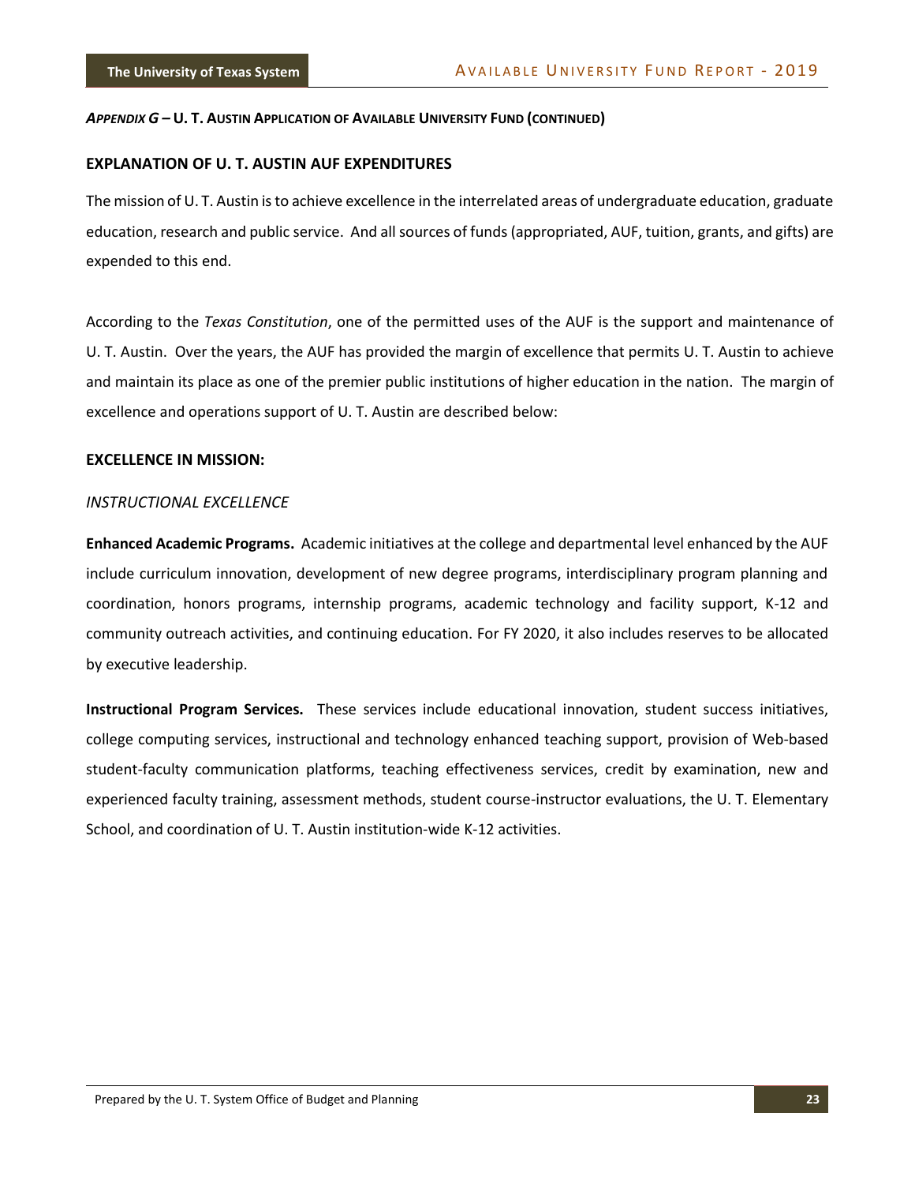***APPENDIX G* – U. T. AUSTIN APPLICATION OF AVAILABLE UNIVERSITY FUND (CONTINUED)**

## EXPLANATION OF U. T. AUSTIN AUF EXPENDITURES

The mission of U. T. Austin is to achieve excellence in the interrelated areas of undergraduate education, graduate education, research and public service. And all sources of funds (appropriated, AUF, tuition, grants, and gifts) are expended to this end.

According to the *Texas Constitution*, one of the permitted uses of the AUF is the support and maintenance of U. T. Austin. Over the years, the AUF has provided the margin of excellence that permits U. T. Austin to achieve and maintain its place as one of the premier public institutions of higher education in the nation. The margin of excellence and operations support of U. T. Austin are described below:

## EXCELLENCE IN MISSION:

### *INSTRUCTIONAL EXCELLENCE*

**Enhanced Academic Programs.** Academic initiatives at the college and departmental level enhanced by the AUF include curriculum innovation, development of new degree programs, interdisciplinary program planning and coordination, honors programs, internship programs, academic technology and facility support, K-12 and community outreach activities, and continuing education. For FY 2020, it also includes reserves to be allocated by executive leadership.

**Instructional Program Services.** These services include educational innovation, student success initiatives, college computing services, instructional and technology enhanced teaching support, provision of Web-based student-faculty communication platforms, teaching effectiveness services, credit by examination, new and experienced faculty training, assessment methods, student course-instructor evaluations, the U. T. Elementary School, and coordination of U. T. Austin institution-wide K-12 activities.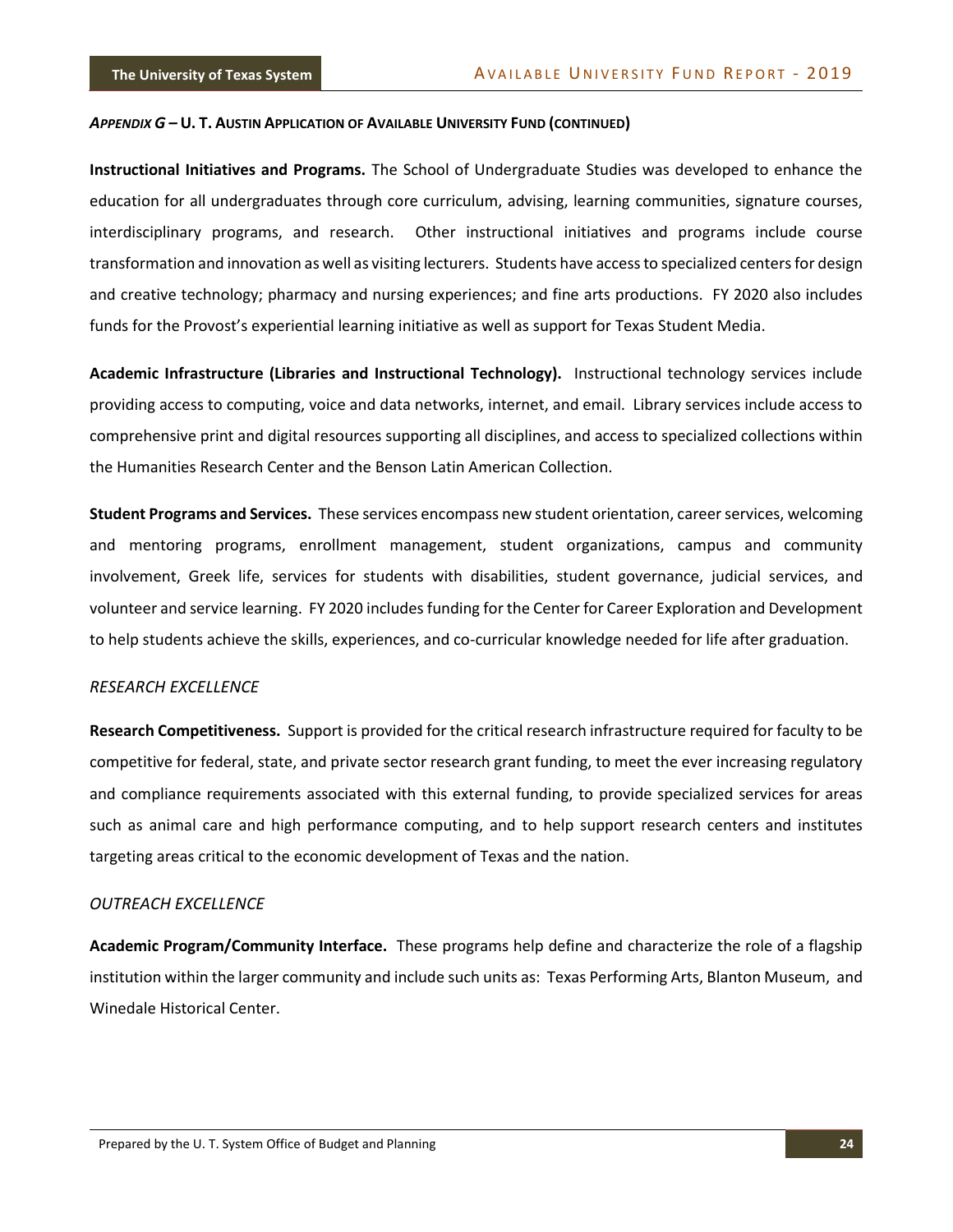***APPENDIX G* – U. T. AUSTIN APPLICATION OF AVAILABLE UNIVERSITY FUND (CONTINUED)**

**Instructional Initiatives and Programs.** The School of Undergraduate Studies was developed to enhance the education for all undergraduates through core curriculum, advising, learning communities, signature courses, interdisciplinary programs, and research. Other instructional initiatives and programs include course transformation and innovation as well as visiting lecturers. Students have access to specialized centers for design and creative technology; pharmacy and nursing experiences; and fine arts productions. FY 2020 also includes funds for the Provost's experiential learning initiative as well as support for Texas Student Media.

**Academic Infrastructure (Libraries and Instructional Technology).** Instructional technology services include providing access to computing, voice and data networks, internet, and email. Library services include access to comprehensive print and digital resources supporting all disciplines, and access to specialized collections within the Humanities Research Center and the Benson Latin American Collection.

**Student Programs and Services.** These services encompass new student orientation, career services, welcoming and mentoring programs, enrollment management, student organizations, campus and community involvement, Greek life, services for students with disabilities, student governance, judicial services, and volunteer and service learning. FY 2020 includes funding for the Center for Career Exploration and Development to help students achieve the skills, experiences, and co-curricular knowledge needed for life after graduation.

*RESEARCH EXCELLENCE*

**Research Competitiveness.** Support is provided for the critical research infrastructure required for faculty to be competitive for federal, state, and private sector research grant funding, to meet the ever increasing regulatory and compliance requirements associated with this external funding, to provide specialized services for areas such as animal care and high performance computing, and to help support research centers and institutes targeting areas critical to the economic development of Texas and the nation.

*OUTREACH EXCELLENCE*

**Academic Program/Community Interface.** These programs help define and characterize the role of a flagship institution within the larger community and include such units as: Texas Performing Arts, Blanton Museum, and Winedale Historical Center.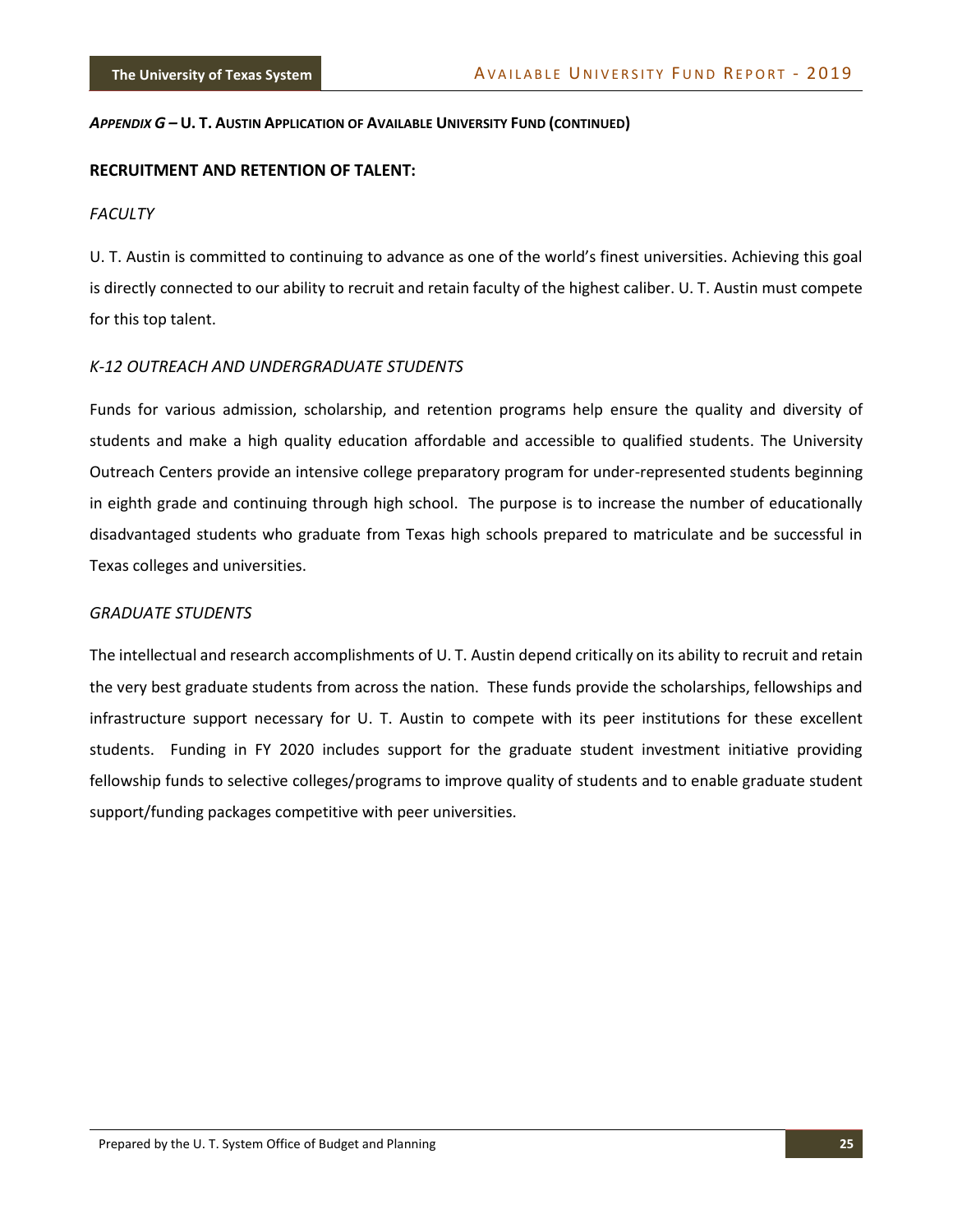***APPENDIX G* – U. T. AUSTIN APPLICATION OF AVAILABLE UNIVERSITY FUND (CONTINUED)**

## RECRUITMENT AND RETENTION OF TALENT:

*FACULTY*

U. T. Austin is committed to continuing to advance as one of the world's finest universities. Achieving this goal is directly connected to our ability to recruit and retain faculty of the highest caliber. U. T. Austin must compete for this top talent.

*K-12 OUTREACH AND UNDERGRADUATE STUDENTS*

Funds for various admission, scholarship, and retention programs help ensure the quality and diversity of students and make a high quality education affordable and accessible to qualified students. The University Outreach Centers provide an intensive college preparatory program for under-represented students beginning in eighth grade and continuing through high school. The purpose is to increase the number of educationally disadvantaged students who graduate from Texas high schools prepared to matriculate and be successful in Texas colleges and universities.

*GRADUATE STUDENTS*

The intellectual and research accomplishments of U. T. Austin depend critically on its ability to recruit and retain the very best graduate students from across the nation. These funds provide the scholarships, fellowships and infrastructure support necessary for U. T. Austin to compete with its peer institutions for these excellent students. Funding in FY 2020 includes support for the graduate student investment initiative providing fellowship funds to selective colleges/programs to improve quality of students and to enable graduate student support/funding packages competitive with peer universities.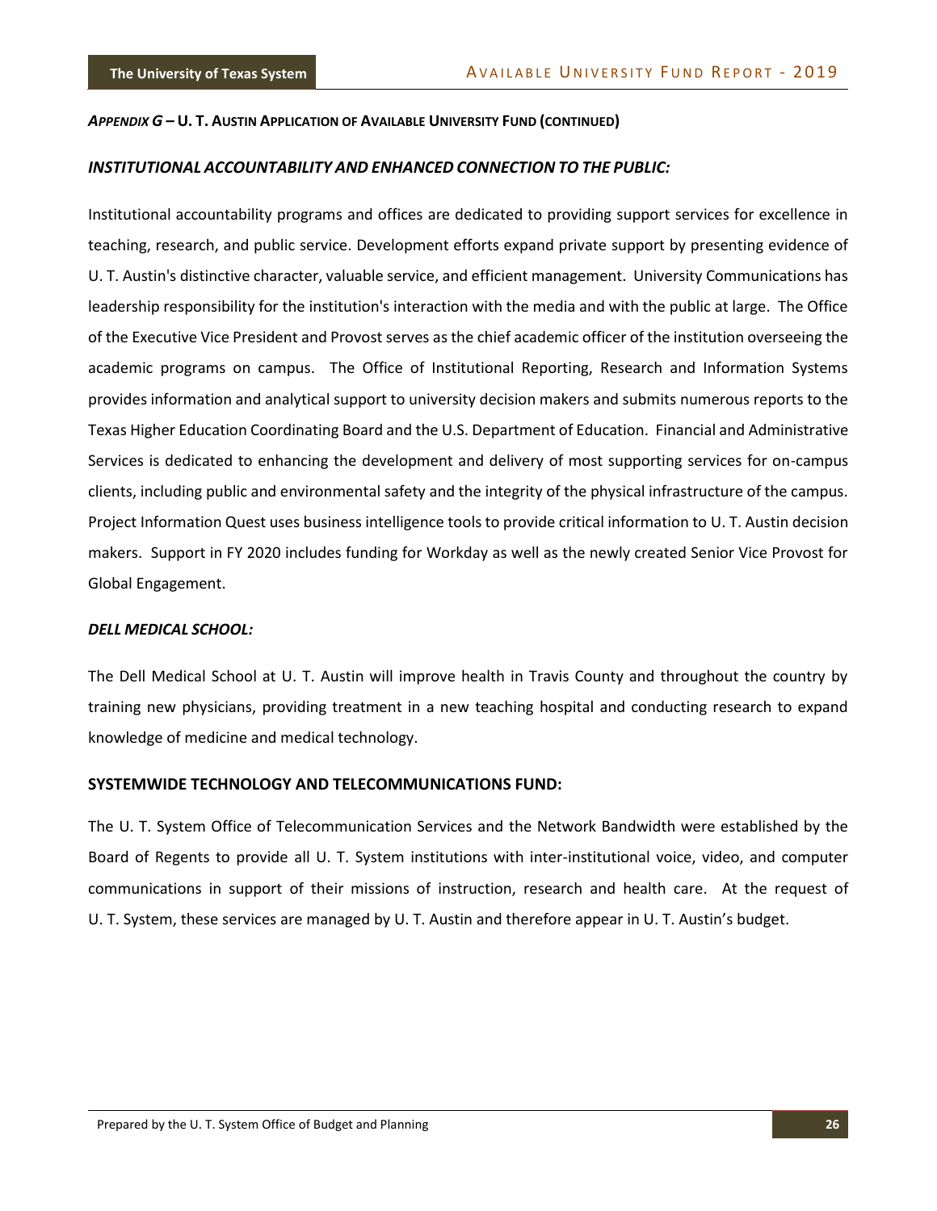***APPENDIX G* – U. T. AUSTIN APPLICATION OF AVAILABLE UNIVERSITY FUND (CONTINUED)**

### *INSTITUTIONAL ACCOUNTABILITY AND ENHANCED CONNECTION TO THE PUBLIC:*

Institutional accountability programs and offices are dedicated to providing support services for excellence in teaching, research, and public service. Development efforts expand private support by presenting evidence of U. T. Austin's distinctive character, valuable service, and efficient management. University Communications has leadership responsibility for the institution's interaction with the media and with the public at large. The Office of the Executive Vice President and Provost serves as the chief academic officer of the institution overseeing the academic programs on campus. The Office of Institutional Reporting, Research and Information Systems provides information and analytical support to university decision makers and submits numerous reports to the Texas Higher Education Coordinating Board and the U.S. Department of Education. Financial and Administrative Services is dedicated to enhancing the development and delivery of most supporting services for on-campus clients, including public and environmental safety and the integrity of the physical infrastructure of the campus. Project Information Quest uses business intelligence tools to provide critical information to U. T. Austin decision makers. Support in FY 2020 includes funding for Workday as well as the newly created Senior Vice Provost for Global Engagement.

### *DELL MEDICAL SCHOOL:*

The Dell Medical School at U. T. Austin will improve health in Travis County and throughout the country by training new physicians, providing treatment in a new teaching hospital and conducting research to expand knowledge of medicine and medical technology.

### SYSTEMWIDE TECHNOLOGY AND TELECOMMUNICATIONS FUND:

The U. T. System Office of Telecommunication Services and the Network Bandwidth were established by the Board of Regents to provide all U. T. System institutions with inter-institutional voice, video, and computer communications in support of their missions of instruction, research and health care. At the request of U. T. System, these services are managed by U. T. Austin and therefore appear in U. T. Austin's budget.